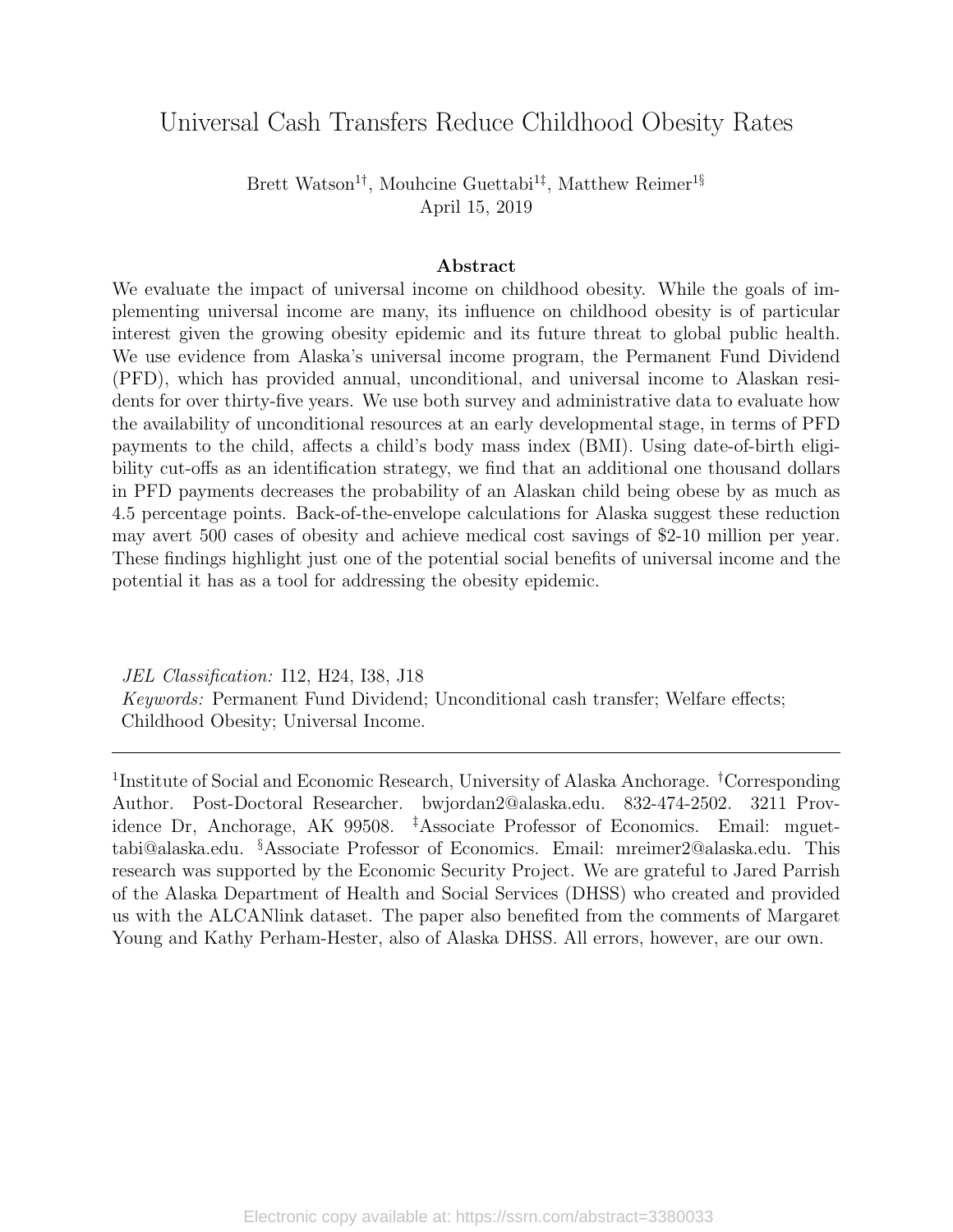# Universal Cash Transfers Reduce Childhood Obesity Rates

Brett Watson[1†], Mouhcine Guettabi[1‡], Matthew Reimer[1§]

April 15, 2019

## Abstract

We evaluate the impact of universal income on childhood obesity. While the goals of implementing universal income are many, its influence on childhood obesity is of particular interest given the growing obesity epidemic and its future threat to global public health. We use evidence from Alaska's universal income program, the Permanent Fund Dividend (PFD), which has provided annual, unconditional, and universal income to Alaskan residents for over thirty-five years. We use both survey and administrative data to evaluate how the availability of unconditional resources at an early developmental stage, in terms of PFD payments to the child, affects a child's body mass index (BMI). Using date-of-birth eligibility cut-offs as an identification strategy, we find that an additional one thousand dollars in PFD payments decreases the probability of an Alaskan child being obese by as much as 4.5 percentage points. Back-of-the-envelope calculations for Alaska suggest these reduction may avert 500 cases of obesity and achieve medical cost savings of $2-10 million per year. These findings highlight just one of the potential social benefits of universal income and the potential it has as a tool for addressing the obesity epidemic.

*JEL Classification:* I12, H24, I38, J18

*Keywords:* Permanent Fund Dividend; Unconditional cash transfer; Welfare effects; Childhood Obesity; Universal Income.

---

[1]Institute of Social and Economic Research, University of Alaska Anchorage. [†]Corresponding Author. Post-Doctoral Researcher. bwjordan2@alaska.edu. 832-474-2502. 3211 Providence Dr, Anchorage, AK 99508. [‡]Associate Professor of Economics. Email: mguettabi@alaska.edu. [§]Associate Professor of Economics. Email: mreimer2@alaska.edu. This research was supported by the Economic Security Project. We are grateful to Jared Parrish of the Alaska Department of Health and Social Services (DHSS) who created and provided us with the ALCANlink dataset. The paper also benefited from the comments of Margaret Young and Kathy Perham-Hester, also of Alaska DHSS. All errors, however, are our own.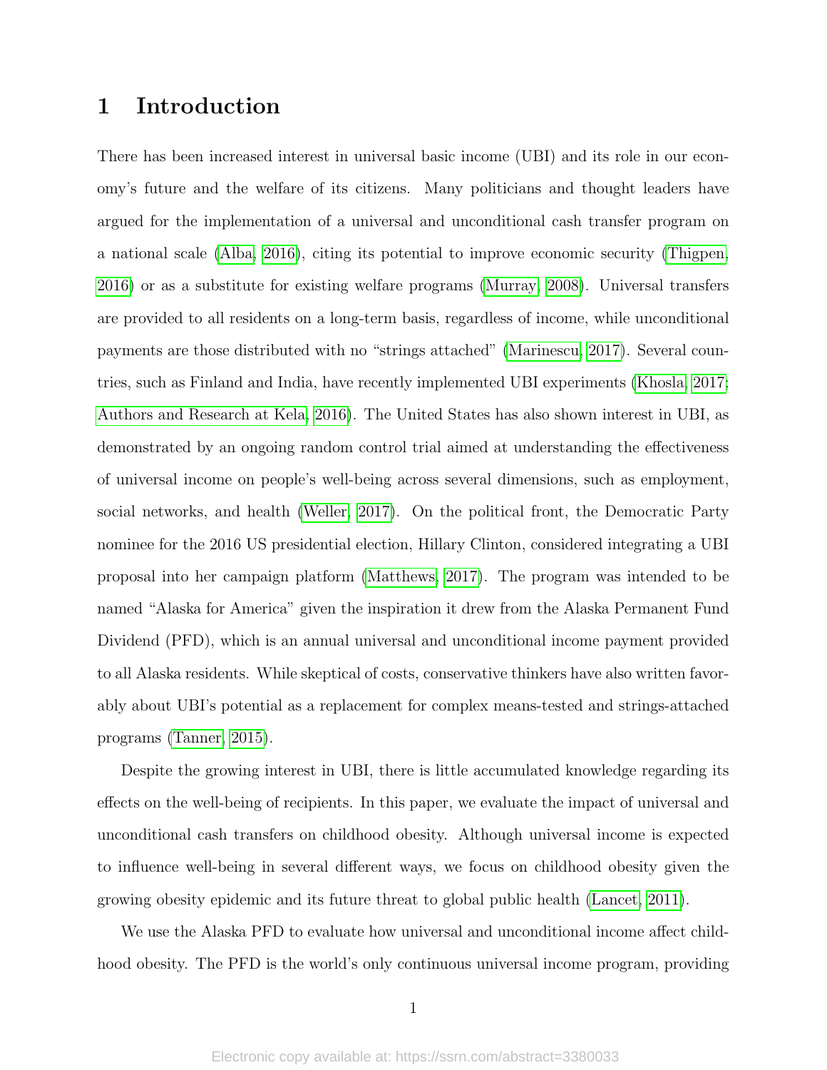# 1 Introduction

There has been increased interest in universal basic income (UBI) and its role in our economy's future and the welfare of its citizens. Many politicians and thought leaders have argued for the implementation of a universal and unconditional cash transfer program on a national scale (Alba, 2016), citing its potential to improve economic security (Thigpen, 2016) or as a substitute for existing welfare programs (Murray, 2008). Universal transfers are provided to all residents on a long-term basis, regardless of income, while unconditional payments are those distributed with no "strings attached" (Marinescu, 2017). Several countries, such as Finland and India, have recently implemented UBI experiments (Khosla, 2017; Authors and Research at Kela, 2016). The United States has also shown interest in UBI, as demonstrated by an ongoing random control trial aimed at understanding the effectiveness of universal income on people's well-being across several dimensions, such as employment, social networks, and health (Weller, 2017). On the political front, the Democratic Party nominee for the 2016 US presidential election, Hillary Clinton, considered integrating a UBI proposal into her campaign platform (Matthews, 2017). The program was intended to be named "Alaska for America" given the inspiration it drew from the Alaska Permanent Fund Dividend (PFD), which is an annual universal and unconditional income payment provided to all Alaska residents. While skeptical of costs, conservative thinkers have also written favorably about UBI's potential as a replacement for complex means-tested and strings-attached programs (Tanner, 2015).

Despite the growing interest in UBI, there is little accumulated knowledge regarding its effects on the well-being of recipients. In this paper, we evaluate the impact of universal and unconditional cash transfers on childhood obesity. Although universal income is expected to influence well-being in several different ways, we focus on childhood obesity given the growing obesity epidemic and its future threat to global public health (Lancet, 2011).

We use the Alaska PFD to evaluate how universal and unconditional income affect childhood obesity. The PFD is the world's only continuous universal income program, providing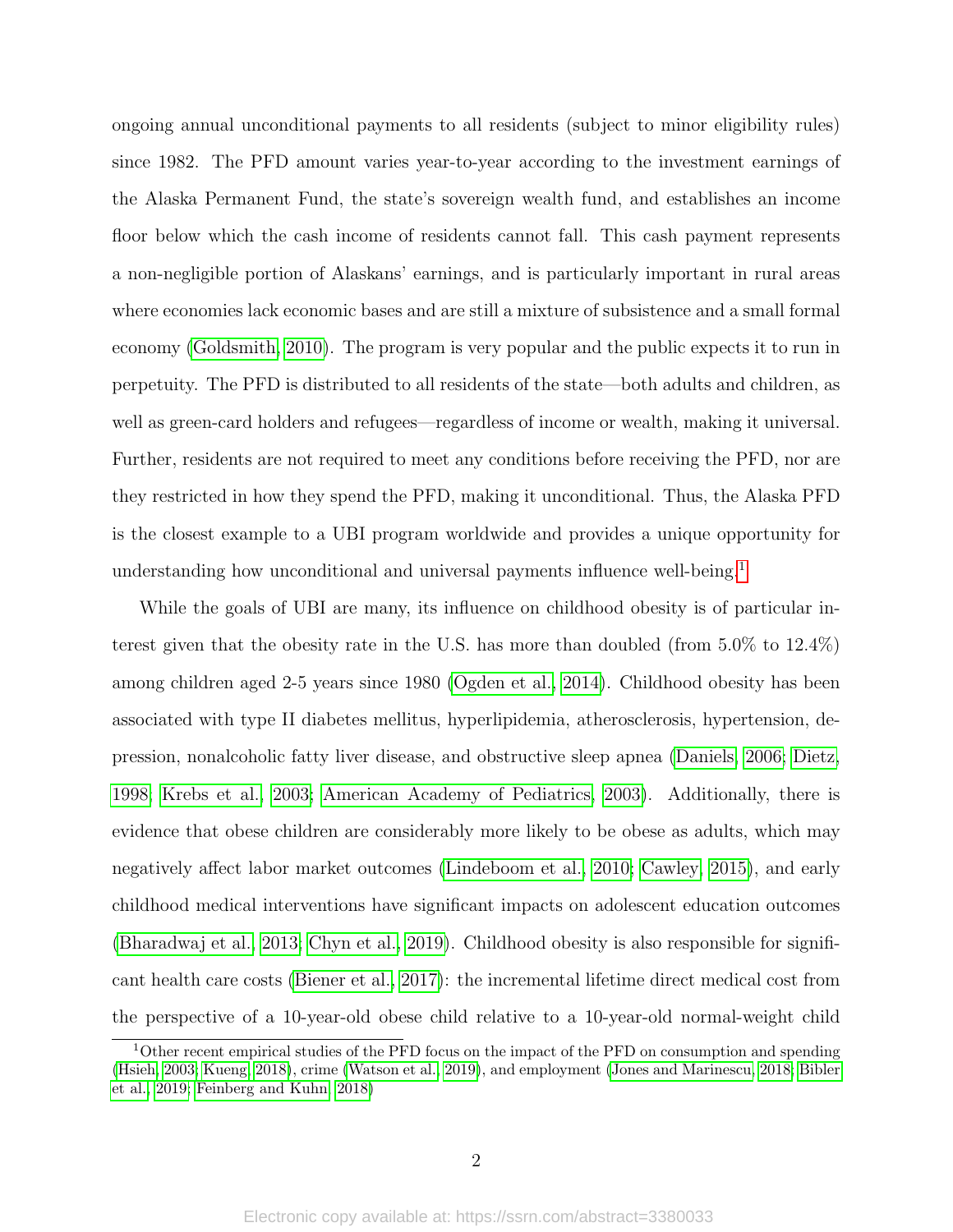ongoing annual unconditional payments to all residents (subject to minor eligibility rules) since 1982. The PFD amount varies year-to-year according to the investment earnings of the Alaska Permanent Fund, the state's sovereign wealth fund, and establishes an income floor below which the cash income of residents cannot fall. This cash payment represents a non-negligible portion of Alaskans' earnings, and is particularly important in rural areas where economies lack economic bases and are still a mixture of subsistence and a small formal economy (Goldsmith, 2010). The program is very popular and the public expects it to run in perpetuity. The PFD is distributed to all residents of the state—both adults and children, as well as green-card holders and refugees—regardless of income or wealth, making it universal. Further, residents are not required to meet any conditions before receiving the PFD, nor are they restricted in how they spend the PFD, making it unconditional. Thus, the Alaska PFD is the closest example to a UBI program worldwide and provides a unique opportunity for understanding how unconditional and universal payments influence well-being.[1]

While the goals of UBI are many, its influence on childhood obesity is of particular interest given that the obesity rate in the U.S. has more than doubled (from 5.0% to 12.4%) among children aged 2-5 years since 1980 (Ogden et al., 2014). Childhood obesity has been associated with type II diabetes mellitus, hyperlipidemia, atherosclerosis, hypertension, depression, nonalcoholic fatty liver disease, and obstructive sleep apnea (Daniels, 2006; Dietz, 1998; Krebs et al., 2003; American Academy of Pediatrics, 2003). Additionally, there is evidence that obese children are considerably more likely to be obese as adults, which may negatively affect labor market outcomes (Lindeboom et al., 2010; Cawley, 2015), and early childhood medical interventions have significant impacts on adolescent education outcomes (Bharadwaj et al., 2013; Chyn et al., 2019). Childhood obesity is also responsible for significant health care costs (Biener et al., 2017): the incremental lifetime direct medical cost from the perspective of a 10-year-old obese child relative to a 10-year-old normal-weight child

[1] Other recent empirical studies of the PFD focus on the impact of the PFD on consumption and spending (Hsieh, 2003; Kueng, 2018), crime (Watson et al., 2019), and employment (Jones and Marinescu, 2018; Bibler et al., 2019; Feinberg and Kuhn, 2018)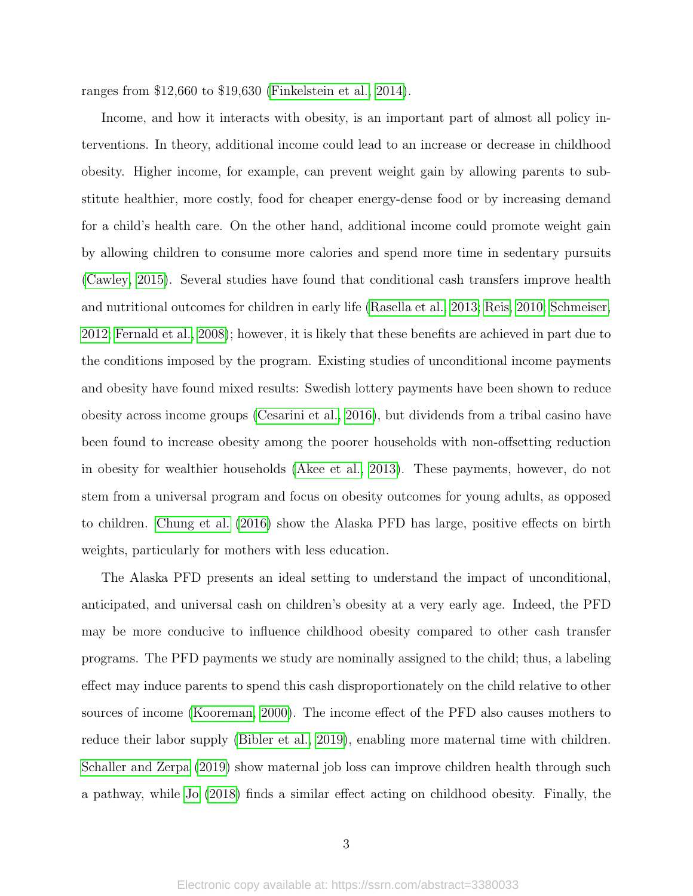ranges from $12,660 to $19,630 (Finkelstein et al., 2014).

Income, and how it interacts with obesity, is an important part of almost all policy interventions. In theory, additional income could lead to an increase or decrease in childhood obesity. Higher income, for example, can prevent weight gain by allowing parents to substitute healthier, more costly, food for cheaper energy-dense food or by increasing demand for a child's health care. On the other hand, additional income could promote weight gain by allowing children to consume more calories and spend more time in sedentary pursuits (Cawley, 2015). Several studies have found that conditional cash transfers improve health and nutritional outcomes for children in early life (Rasella et al., 2013; Reis, 2010; Schmeiser, 2012; Fernald et al., 2008); however, it is likely that these benefits are achieved in part due to the conditions imposed by the program. Existing studies of unconditional income payments and obesity have found mixed results: Swedish lottery payments have been shown to reduce obesity across income groups (Cesarini et al., 2016), but dividends from a tribal casino have been found to increase obesity among the poorer households with non-offsetting reduction in obesity for wealthier households (Akee et al., 2013). These payments, however, do not stem from a universal program and focus on obesity outcomes for young adults, as opposed to children. Chung et al. (2016) show the Alaska PFD has large, positive effects on birth weights, particularly for mothers with less education.

The Alaska PFD presents an ideal setting to understand the impact of unconditional, anticipated, and universal cash on children's obesity at a very early age. Indeed, the PFD may be more conducive to influence childhood obesity compared to other cash transfer programs. The PFD payments we study are nominally assigned to the child; thus, a labeling effect may induce parents to spend this cash disproportionately on the child relative to other sources of income (Kooreman, 2000). The income effect of the PFD also causes mothers to reduce their labor supply (Bibler et al., 2019), enabling more maternal time with children. Schaller and Zerpa (2019) show maternal job loss can improve children health through such a pathway, while Jo (2018) finds a similar effect acting on childhood obesity. Finally, the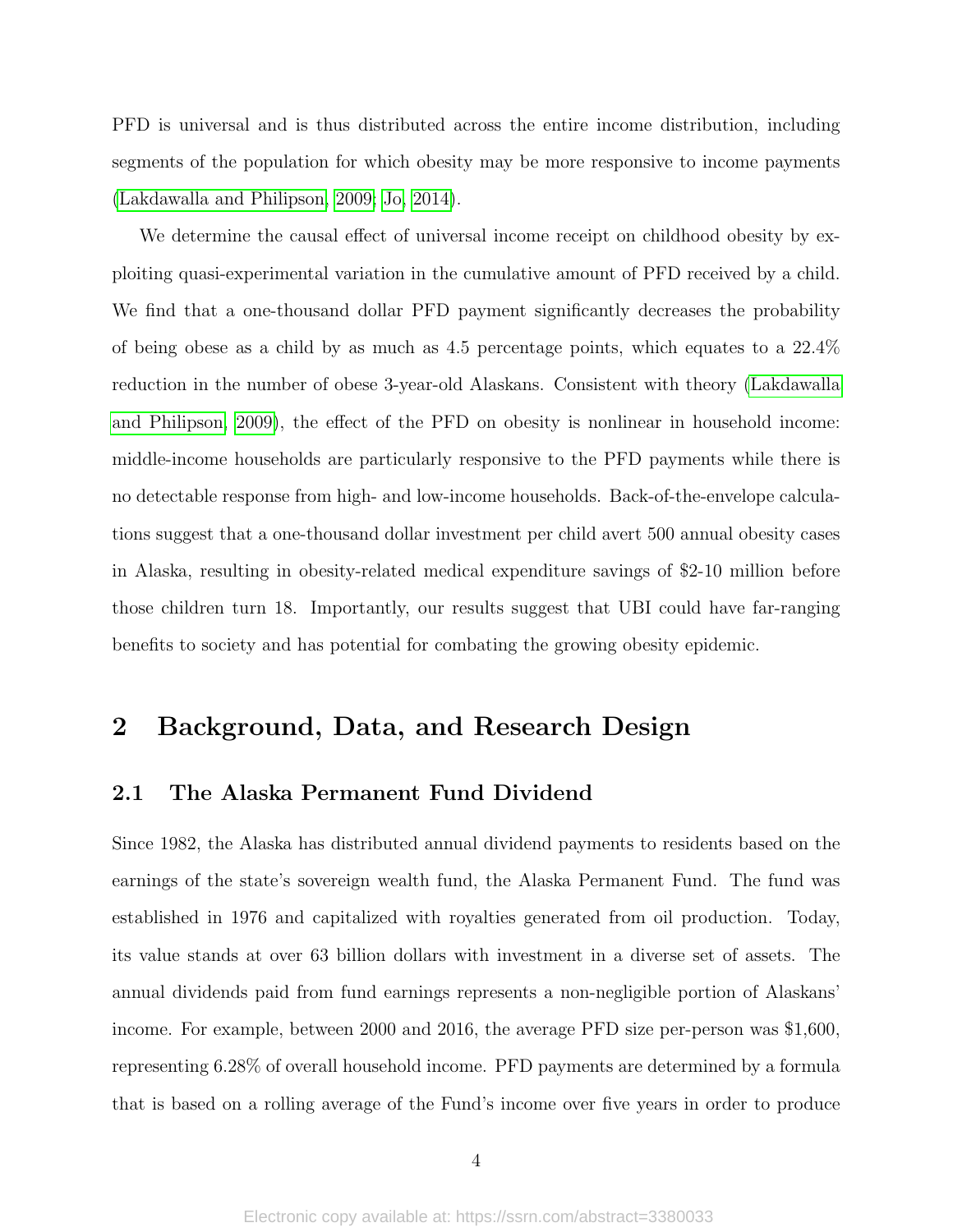PFD is universal and is thus distributed across the entire income distribution, including segments of the population for which obesity may be more responsive to income payments (Lakdawalla and Philipson, 2009; Jo, 2014).

We determine the causal effect of universal income receipt on childhood obesity by exploiting quasi-experimental variation in the cumulative amount of PFD received by a child. We find that a one-thousand dollar PFD payment significantly decreases the probability of being obese as a child by as much as 4.5 percentage points, which equates to a 22.4% reduction in the number of obese 3-year-old Alaskans. Consistent with theory (Lakdawalla and Philipson, 2009), the effect of the PFD on obesity is nonlinear in household income: middle-income households are particularly responsive to the PFD payments while there is no detectable response from high- and low-income households. Back-of-the-envelope calculations suggest that a one-thousand dollar investment per child avert 500 annual obesity cases in Alaska, resulting in obesity-related medical expenditure savings of $2-10 million before those children turn 18. Importantly, our results suggest that UBI could have far-ranging benefits to society and has potential for combating the growing obesity epidemic.

## 2 Background, Data, and Research Design

### 2.1 The Alaska Permanent Fund Dividend

Since 1982, the Alaska has distributed annual dividend payments to residents based on the earnings of the state's sovereign wealth fund, the Alaska Permanent Fund. The fund was established in 1976 and capitalized with royalties generated from oil production. Today, its value stands at over 63 billion dollars with investment in a diverse set of assets. The annual dividends paid from fund earnings represents a non-negligible portion of Alaskans' income. For example, between 2000 and 2016, the average PFD size per-person was $1,600, representing 6.28% of overall household income. PFD payments are determined by a formula that is based on a rolling average of the Fund's income over five years in order to produce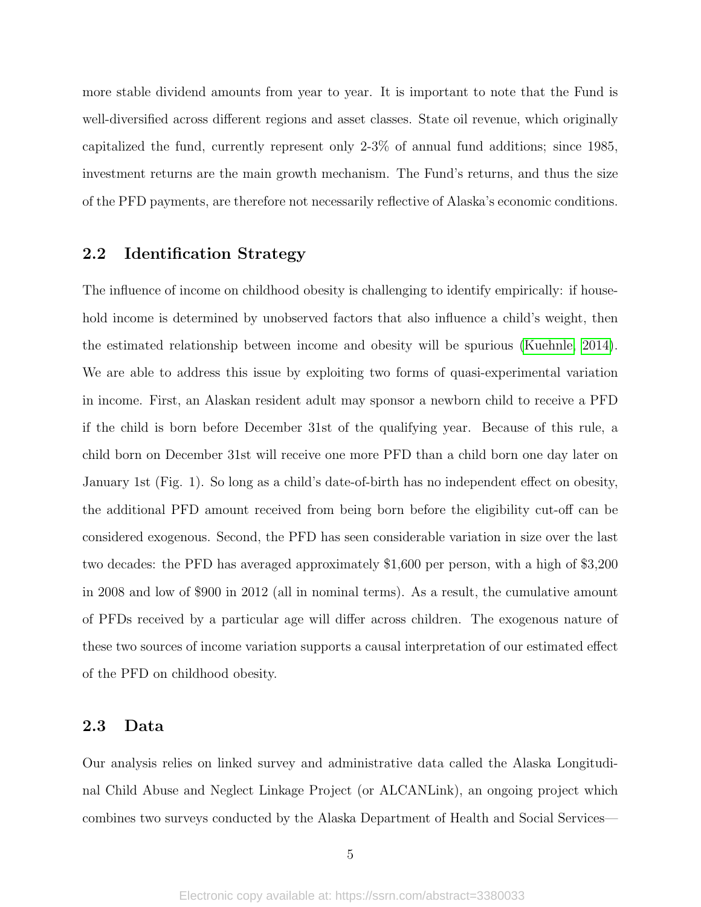more stable dividend amounts from year to year. It is important to note that the Fund is well-diversified across different regions and asset classes. State oil revenue, which originally capitalized the fund, currently represent only 2-3% of annual fund additions; since 1985, investment returns are the main growth mechanism. The Fund's returns, and thus the size of the PFD payments, are therefore not necessarily reflective of Alaska's economic conditions.

## 2.2 Identification Strategy

The influence of income on childhood obesity is challenging to identify empirically: if household income is determined by unobserved factors that also influence a child's weight, then the estimated relationship between income and obesity will be spurious (Kuehnle, 2014). We are able to address this issue by exploiting two forms of quasi-experimental variation in income. First, an Alaskan resident adult may sponsor a newborn child to receive a PFD if the child is born before December 31st of the qualifying year. Because of this rule, a child born on December 31st will receive one more PFD than a child born one day later on January 1st (Fig. 1). So long as a child's date-of-birth has no independent effect on obesity, the additional PFD amount received from being born before the eligibility cut-off can be considered exogenous. Second, the PFD has seen considerable variation in size over the last two decades: the PFD has averaged approximately $1,600 per person, with a high of $3,200 in 2008 and low of $900 in 2012 (all in nominal terms). As a result, the cumulative amount of PFDs received by a particular age will differ across children. The exogenous nature of these two sources of income variation supports a causal interpretation of our estimated effect of the PFD on childhood obesity.

## 2.3 Data

Our analysis relies on linked survey and administrative data called the Alaska Longitudinal Child Abuse and Neglect Linkage Project (or ALCANLink), an ongoing project which combines two surveys conducted by the Alaska Department of Health and Social Services—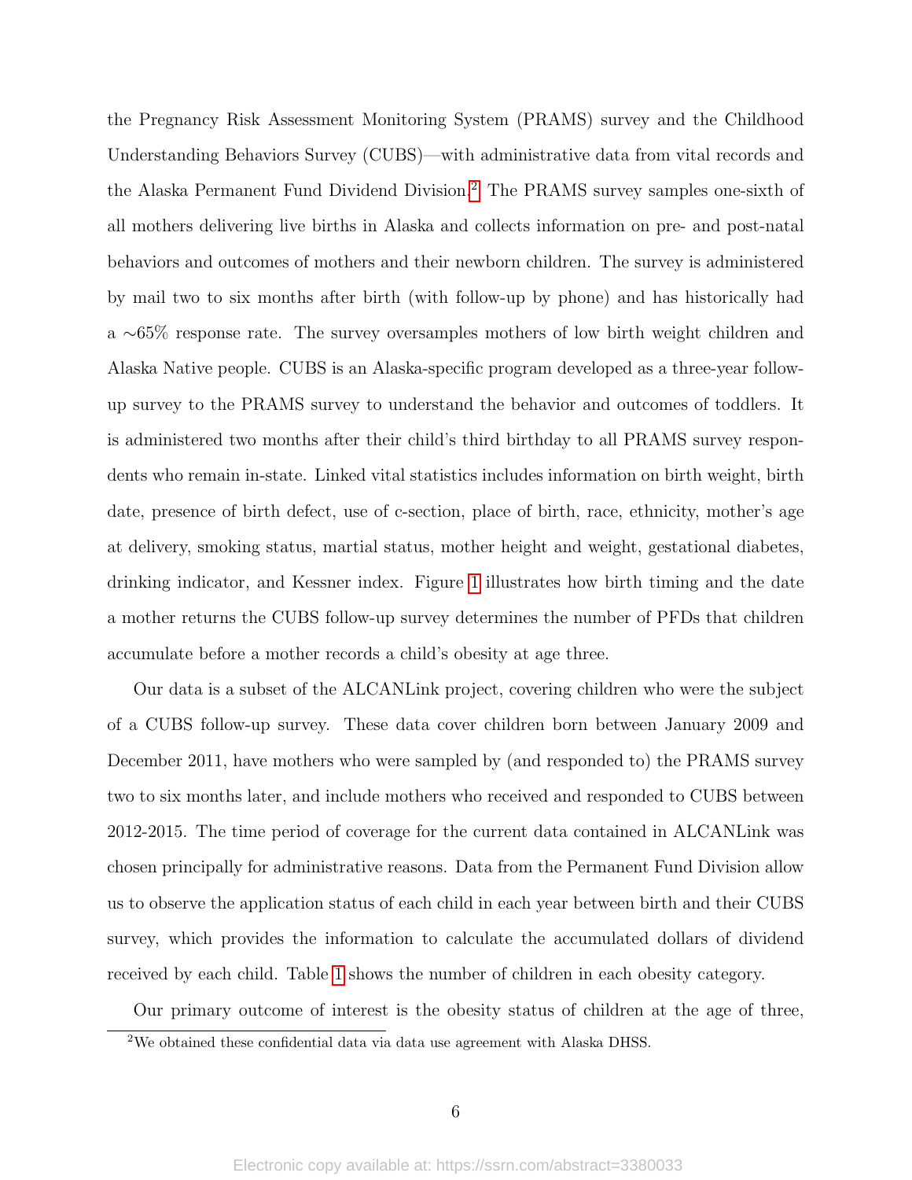the Pregnancy Risk Assessment Monitoring System (PRAMS) survey and the Childhood Understanding Behaviors Survey (CUBS)—with administrative data from vital records and the Alaska Permanent Fund Dividend Division.[2] The PRAMS survey samples one-sixth of all mothers delivering live births in Alaska and collects information on pre- and post-natal behaviors and outcomes of mothers and their newborn children. The survey is administered by mail two to six months after birth (with follow-up by phone) and has historically had a ∼65% response rate. The survey oversamples mothers of low birth weight children and Alaska Native people. CUBS is an Alaska-specific program developed as a three-year follow-up survey to the PRAMS survey to understand the behavior and outcomes of toddlers. It is administered two months after their child's third birthday to all PRAMS survey respondents who remain in-state. Linked vital statistics includes information on birth weight, birth date, presence of birth defect, use of c-section, place of birth, race, ethnicity, mother's age at delivery, smoking status, martial status, mother height and weight, gestational diabetes, drinking indicator, and Kessner index. Figure 1 illustrates how birth timing and the date a mother returns the CUBS follow-up survey determines the number of PFDs that children accumulate before a mother records a child's obesity at age three.

Our data is a subset of the ALCANLink project, covering children who were the subject of a CUBS follow-up survey. These data cover children born between January 2009 and December 2011, have mothers who were sampled by (and responded to) the PRAMS survey two to six months later, and include mothers who received and responded to CUBS between 2012-2015. The time period of coverage for the current data contained in ALCANLink was chosen principally for administrative reasons. Data from the Permanent Fund Division allow us to observe the application status of each child in each year between birth and their CUBS survey, which provides the information to calculate the accumulated dollars of dividend received by each child. Table 1 shows the number of children in each obesity category.

Our primary outcome of interest is the obesity status of children at the age of three,

[2] We obtained these confidential data via data use agreement with Alaska DHSS.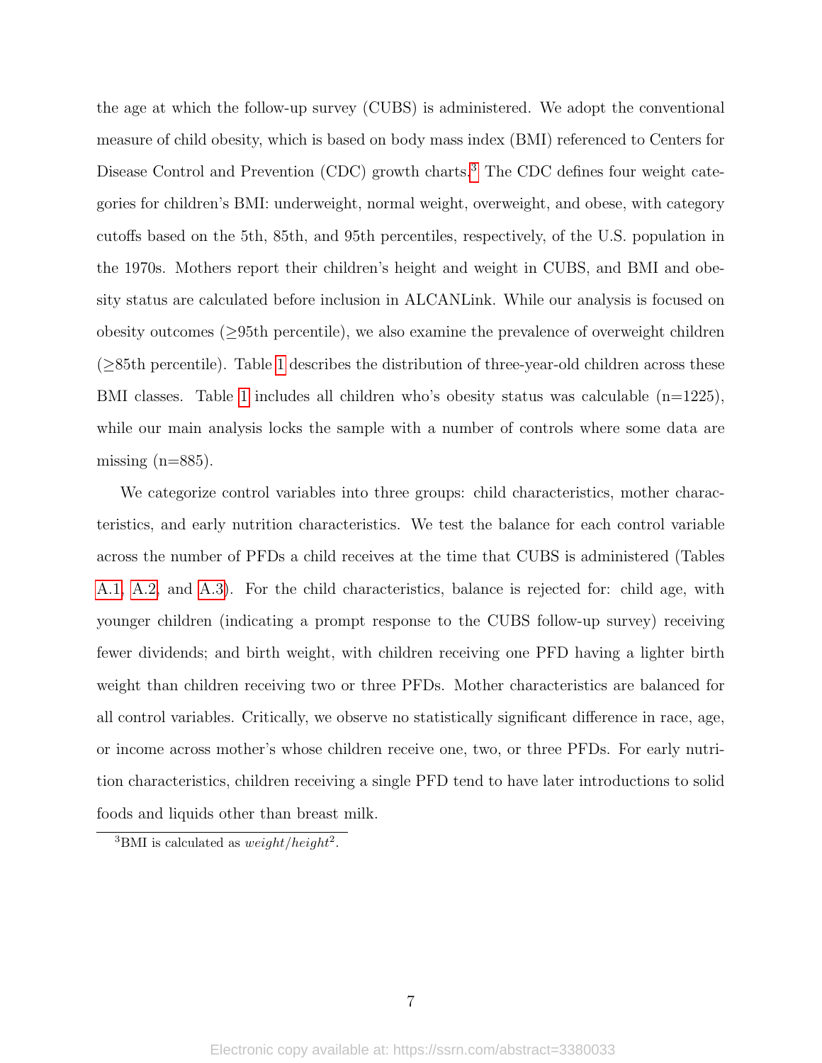the age at which the follow-up survey (CUBS) is administered. We adopt the conventional measure of child obesity, which is based on body mass index (BMI) referenced to Centers for Disease Control and Prevention (CDC) growth charts.[3] The CDC defines four weight categories for children's BMI: underweight, normal weight, overweight, and obese, with category cutoffs based on the 5th, 85th, and 95th percentiles, respectively, of the U.S. population in the 1970s. Mothers report their children's height and weight in CUBS, and BMI and obesity status are calculated before inclusion in ALCANLink. While our analysis is focused on obesity outcomes ($\geq$95th percentile), we also examine the prevalence of overweight children ($\geq$85th percentile). Table 1 describes the distribution of three-year-old children across these BMI classes. Table 1 includes all children who's obesity status was calculable (n=1225), while our main analysis locks the sample with a number of controls where some data are missing (n=885).

We categorize control variables into three groups: child characteristics, mother characteristics, and early nutrition characteristics. We test the balance for each control variable across the number of PFDs a child receives at the time that CUBS is administered (Tables A.1, A.2, and A.3). For the child characteristics, balance is rejected for: child age, with younger children (indicating a prompt response to the CUBS follow-up survey) receiving fewer dividends; and birth weight, with children receiving one PFD having a lighter birth weight than children receiving two or three PFDs. Mother characteristics are balanced for all control variables. Critically, we observe no statistically significant difference in race, age, or income across mother's whose children receive one, two, or three PFDs. For early nutrition characteristics, children receiving a single PFD tend to have later introductions to solid foods and liquids other than breast milk.

[3] BMI is calculated as $weight/height^2$.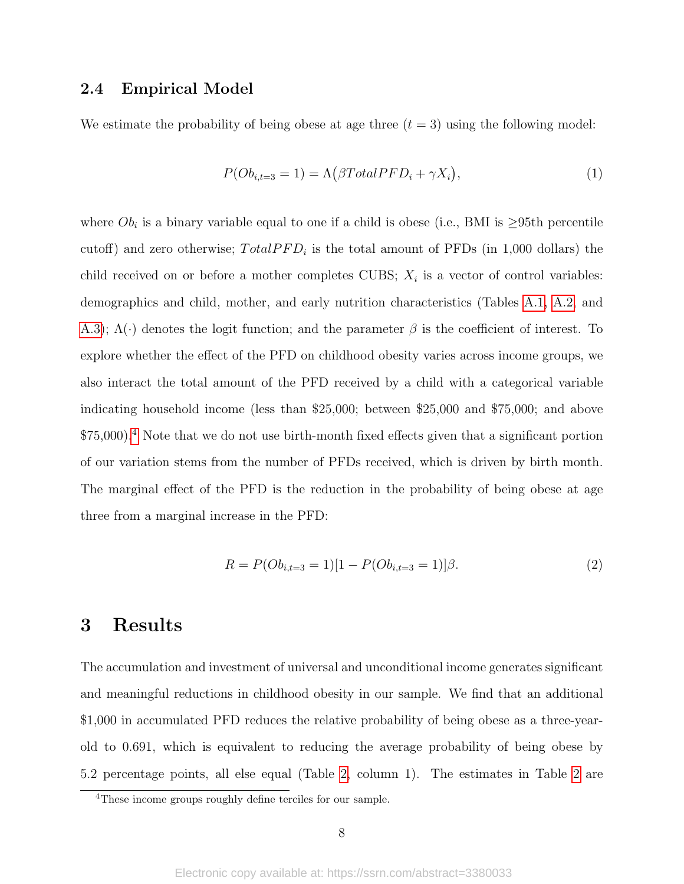### 2.4 Empirical Model

We estimate the probability of being obese at age three ($t = 3$) using the following model:

$$P(Ob_{i,t=3} = 1) = \Lambda\big(\beta TotalPFD_i + \gamma X_i\big), \tag{1}$$

where $Ob_i$ is a binary variable equal to one if a child is obese (i.e., BMI is ≥95th percentile cutoff) and zero otherwise; $TotalPFD_i$ is the total amount of PFDs (in 1,000 dollars) the child received on or before a mother completes CUBS; $X_i$ is a vector of control variables: demographics and child, mother, and early nutrition characteristics (Tables A.1, A.2, and A.3); $\Lambda(\cdot)$ denotes the logit function; and the parameter $\beta$ is the coefficient of interest. To explore whether the effect of the PFD on childhood obesity varies across income groups, we also interact the total amount of the PFD received by a child with a categorical variable indicating household income (less than $25,000; between $25,000 and $75,000; and above $75,000).[4] Note that we do not use birth-month fixed effects given that a significant portion of our variation stems from the number of PFDs received, which is driven by birth month. The marginal effect of the PFD is the reduction in the probability of being obese at age three from a marginal increase in the PFD:

$$R = P(Ob_{i,t=3} = 1)[1 - P(Ob_{i,t=3} = 1)]\beta. \tag{2}$$

# 3 Results

The accumulation and investment of universal and unconditional income generates significant and meaningful reductions in childhood obesity in our sample. We find that an additional $1,000 in accumulated PFD reduces the relative probability of being obese as a three-year-old to 0.691, which is equivalent to reducing the average probability of being obese by 5.2 percentage points, all else equal (Table 2, column 1). The estimates in Table 2 are

[4] These income groups roughly define terciles for our sample.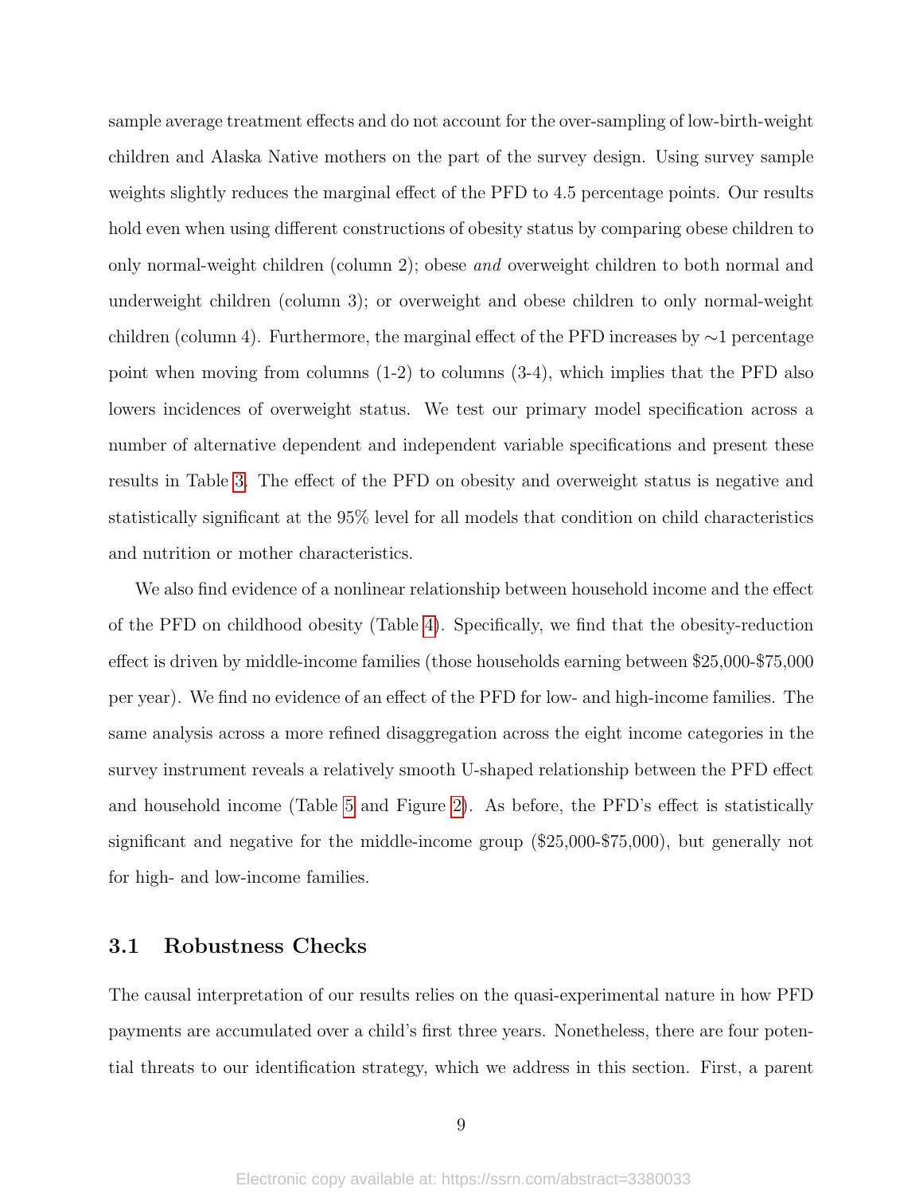sample average treatment effects and do not account for the over-sampling of low-birth-weight children and Alaska Native mothers on the part of the survey design. Using survey sample weights slightly reduces the marginal effect of the PFD to 4.5 percentage points. Our results hold even when using different constructions of obesity status by comparing obese children to only normal-weight children (column 2); obese *and* overweight children to both normal and underweight children (column 3); or overweight and obese children to only normal-weight children (column 4). Furthermore, the marginal effect of the PFD increases by ∼1 percentage point when moving from columns (1-2) to columns (3-4), which implies that the PFD also lowers incidences of overweight status. We test our primary model specification across a number of alternative dependent and independent variable specifications and present these results in Table 3. The effect of the PFD on obesity and overweight status is negative and statistically significant at the 95% level for all models that condition on child characteristics and nutrition or mother characteristics.

We also find evidence of a nonlinear relationship between household income and the effect of the PFD on childhood obesity (Table 4). Specifically, we find that the obesity-reduction effect is driven by middle-income families (those households earning between $25,000-$75,000 per year). We find no evidence of an effect of the PFD for low- and high-income families. The same analysis across a more refined disaggregation across the eight income categories in the survey instrument reveals a relatively smooth U-shaped relationship between the PFD effect and household income (Table 5 and Figure 2). As before, the PFD's effect is statistically significant and negative for the middle-income group ($25,000-$75,000), but generally not for high- and low-income families.

### 3.1 Robustness Checks

The causal interpretation of our results relies on the quasi-experimental nature in how PFD payments are accumulated over a child's first three years. Nonetheless, there are four potential threats to our identification strategy, which we address in this section. First, a parent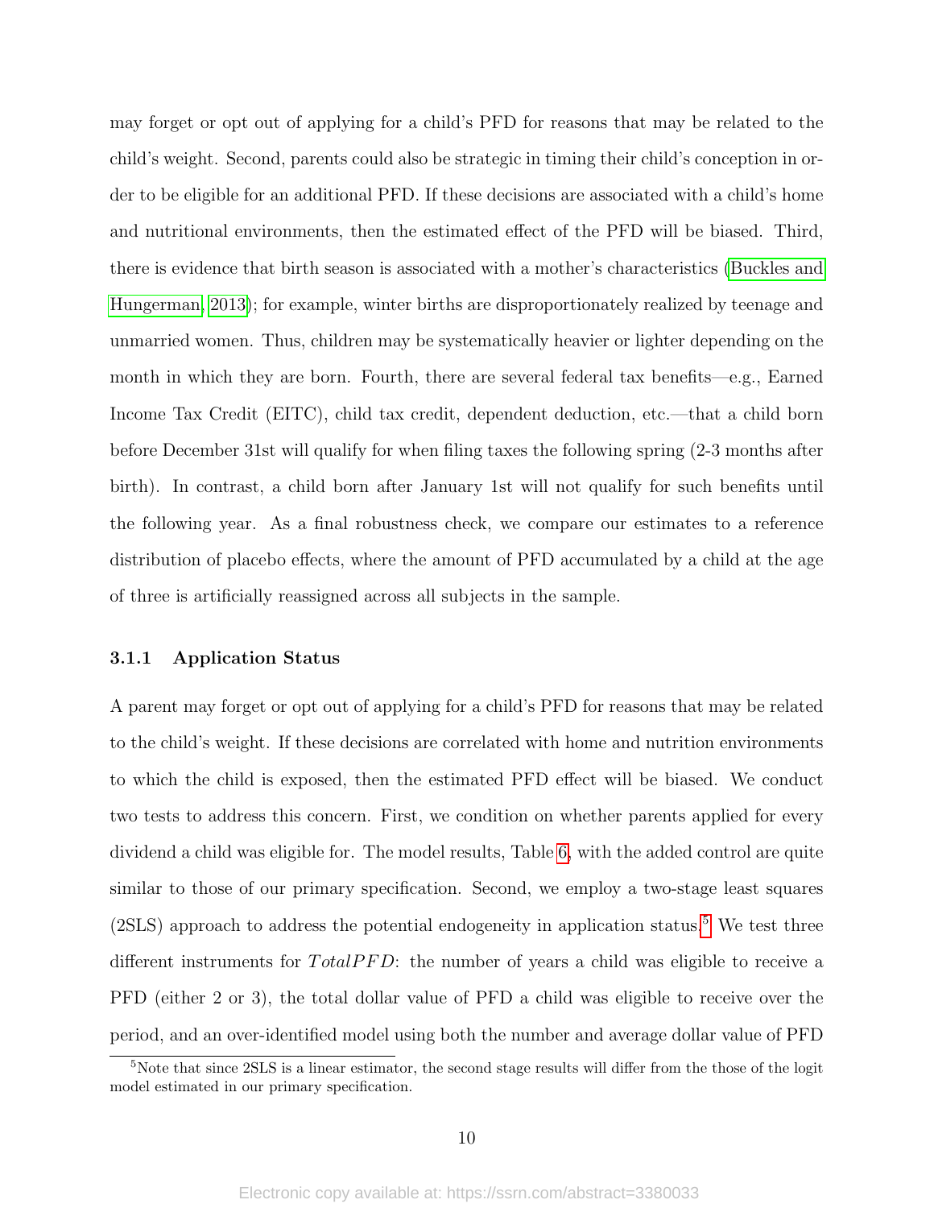may forget or opt out of applying for a child's PFD for reasons that may be related to the child's weight. Second, parents could also be strategic in timing their child's conception in order to be eligible for an additional PFD. If these decisions are associated with a child's home and nutritional environments, then the estimated effect of the PFD will be biased. Third, there is evidence that birth season is associated with a mother's characteristics (Buckles and Hungerman, 2013); for example, winter births are disproportionately realized by teenage and unmarried women. Thus, children may be systematically heavier or lighter depending on the month in which they are born. Fourth, there are several federal tax benefits—e.g., Earned Income Tax Credit (EITC), child tax credit, dependent deduction, etc.—that a child born before December 31st will qualify for when filing taxes the following spring (2-3 months after birth). In contrast, a child born after January 1st will not qualify for such benefits until the following year. As a final robustness check, we compare our estimates to a reference distribution of placebo effects, where the amount of PFD accumulated by a child at the age of three is artificially reassigned across all subjects in the sample.

### 3.1.1 Application Status

A parent may forget or opt out of applying for a child's PFD for reasons that may be related to the child's weight. If these decisions are correlated with home and nutrition environments to which the child is exposed, then the estimated PFD effect will be biased. We conduct two tests to address this concern. First, we condition on whether parents applied for every dividend a child was eligible for. The model results, Table 6, with the added control are quite similar to those of our primary specification. Second, we employ a two-stage least squares (2SLS) approach to address the potential endogeneity in application status.[5] We test three different instruments for $TotalPFD$: the number of years a child was eligible to receive a PFD (either 2 or 3), the total dollar value of PFD a child was eligible to receive over the period, and an over-identified model using both the number and average dollar value of PFD

[5] Note that since 2SLS is a linear estimator, the second stage results will differ from the those of the logit model estimated in our primary specification.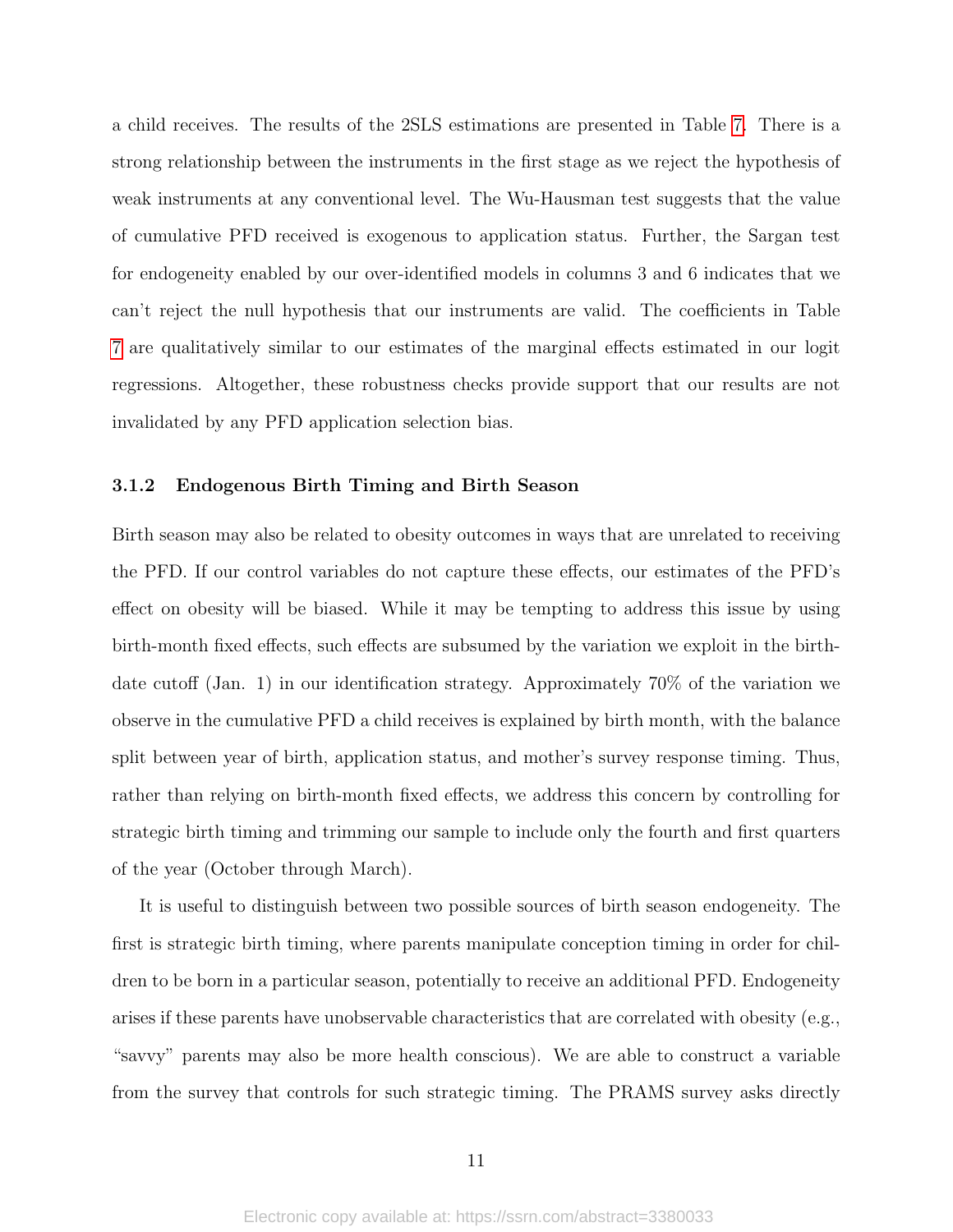a child receives. The results of the 2SLS estimations are presented in Table 7. There is a strong relationship between the instruments in the first stage as we reject the hypothesis of weak instruments at any conventional level. The Wu-Hausman test suggests that the value of cumulative PFD received is exogenous to application status. Further, the Sargan test for endogeneity enabled by our over-identified models in columns 3 and 6 indicates that we can't reject the null hypothesis that our instruments are valid. The coefficients in Table 7 are qualitatively similar to our estimates of the marginal effects estimated in our logit regressions. Altogether, these robustness checks provide support that our results are not invalidated by any PFD application selection bias.

### 3.1.2 Endogenous Birth Timing and Birth Season

Birth season may also be related to obesity outcomes in ways that are unrelated to receiving the PFD. If our control variables do not capture these effects, our estimates of the PFD's effect on obesity will be biased. While it may be tempting to address this issue by using birth-month fixed effects, such effects are subsumed by the variation we exploit in the birth-date cutoff (Jan. 1) in our identification strategy. Approximately 70% of the variation we observe in the cumulative PFD a child receives is explained by birth month, with the balance split between year of birth, application status, and mother's survey response timing. Thus, rather than relying on birth-month fixed effects, we address this concern by controlling for strategic birth timing and trimming our sample to include only the fourth and first quarters of the year (October through March).

It is useful to distinguish between two possible sources of birth season endogeneity. The first is strategic birth timing, where parents manipulate conception timing in order for children to be born in a particular season, potentially to receive an additional PFD. Endogeneity arises if these parents have unobservable characteristics that are correlated with obesity (e.g., "savvy" parents may also be more health conscious). We are able to construct a variable from the survey that controls for such strategic timing. The PRAMS survey asks directly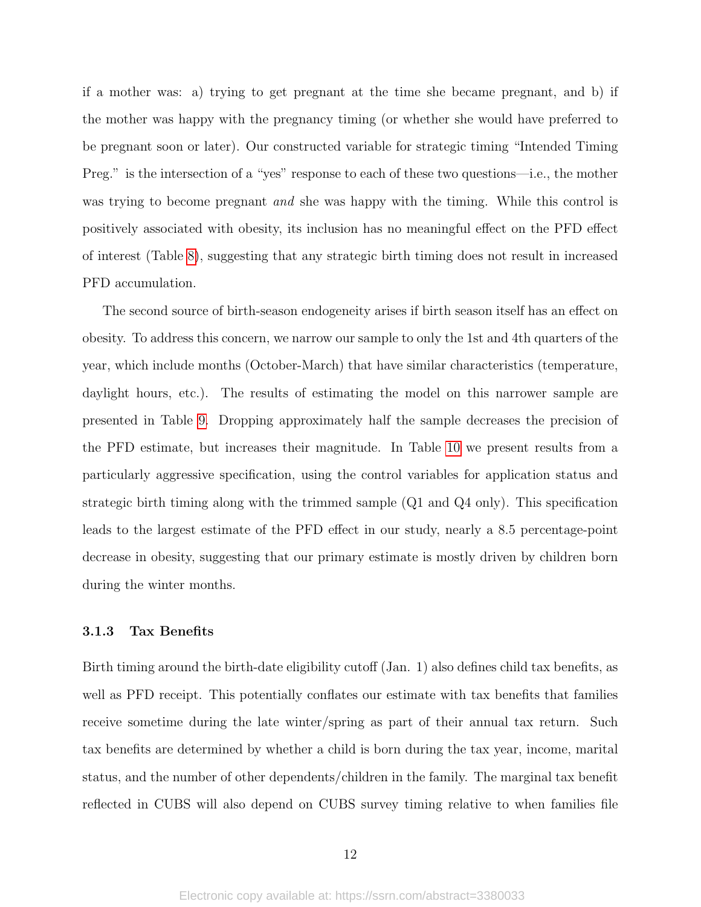if a mother was: a) trying to get pregnant at the time she became pregnant, and b) if the mother was happy with the pregnancy timing (or whether she would have preferred to be pregnant soon or later). Our constructed variable for strategic timing "Intended Timing Preg." is the intersection of a "yes" response to each of these two questions—i.e., the mother was trying to become pregnant *and* she was happy with the timing. While this control is positively associated with obesity, its inclusion has no meaningful effect on the PFD effect of interest (Table 8), suggesting that any strategic birth timing does not result in increased PFD accumulation.

The second source of birth-season endogeneity arises if birth season itself has an effect on obesity. To address this concern, we narrow our sample to only the 1st and 4th quarters of the year, which include months (October-March) that have similar characteristics (temperature, daylight hours, etc.). The results of estimating the model on this narrower sample are presented in Table 9. Dropping approximately half the sample decreases the precision of the PFD estimate, but increases their magnitude. In Table 10 we present results from a particularly aggressive specification, using the control variables for application status and strategic birth timing along with the trimmed sample (Q1 and Q4 only). This specification leads to the largest estimate of the PFD effect in our study, nearly a 8.5 percentage-point decrease in obesity, suggesting that our primary estimate is mostly driven by children born during the winter months.

### 3.1.3 Tax Benefits

Birth timing around the birth-date eligibility cutoff (Jan. 1) also defines child tax benefits, as well as PFD receipt. This potentially conflates our estimate with tax benefits that families receive sometime during the late winter/spring as part of their annual tax return. Such tax benefits are determined by whether a child is born during the tax year, income, marital status, and the number of other dependents/children in the family. The marginal tax benefit reflected in CUBS will also depend on CUBS survey timing relative to when families file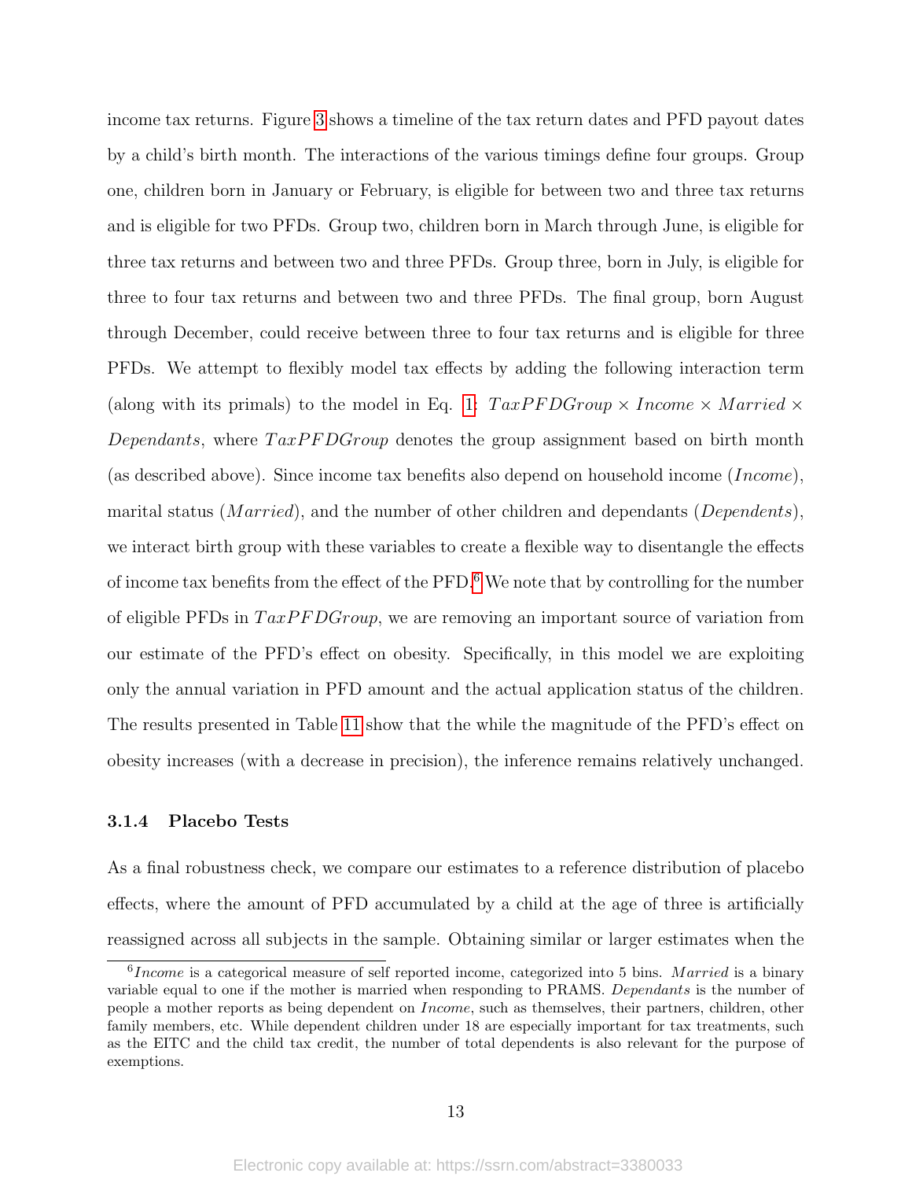income tax returns. Figure 3 shows a timeline of the tax return dates and PFD payout dates by a child's birth month. The interactions of the various timings define four groups. Group one, children born in January or February, is eligible for between two and three tax returns and is eligible for two PFDs. Group two, children born in March through June, is eligible for three tax returns and between two and three PFDs. Group three, born in July, is eligible for three to four tax returns and between two and three PFDs. The final group, born August through December, could receive between three to four tax returns and is eligible for three PFDs. We attempt to flexibly model tax effects by adding the following interaction term (along with its primals) to the model in Eq. 1: $TaxPFDGroup \times Income \times Married \times Dependants$, where $TaxPFDGroup$ denotes the group assignment based on birth month (as described above). Since income tax benefits also depend on household income ($Income$), marital status ($Married$), and the number of other children and dependants ($Dependents$), we interact birth group with these variables to create a flexible way to disentangle the effects of income tax benefits from the effect of the PFD.[6] We note that by controlling for the number of eligible PFDs in $TaxPFDGroup$, we are removing an important source of variation from our estimate of the PFD's effect on obesity. Specifically, in this model we are exploiting only the annual variation in PFD amount and the actual application status of the children. The results presented in Table 11 show that the while the magnitude of the PFD's effect on obesity increases (with a decrease in precision), the inference remains relatively unchanged.

### 3.1.4 Placebo Tests

As a final robustness check, we compare our estimates to a reference distribution of placebo effects, where the amount of PFD accumulated by a child at the age of three is artificially reassigned across all subjects in the sample. Obtaining similar or larger estimates when the

[6] *Income* is a categorical measure of self reported income, categorized into 5 bins. *Married* is a binary variable equal to one if the mother is married when responding to PRAMS. *Dependants* is the number of people a mother reports as being dependent on *Income*, such as themselves, their partners, children, other family members, etc. While dependent children under 18 are especially important for tax treatments, such as the EITC and the child tax credit, the number of total dependents is also relevant for the purpose of exemptions.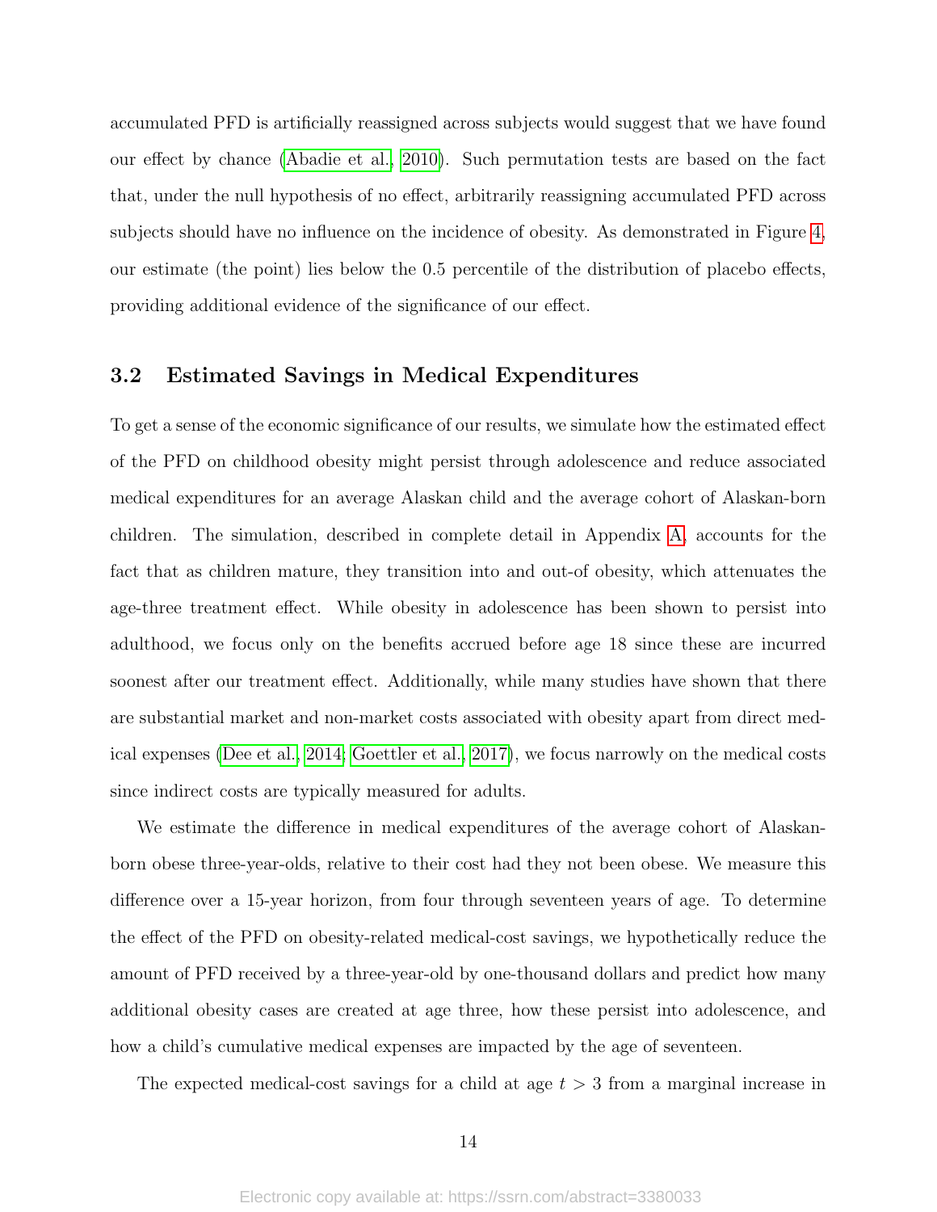accumulated PFD is artificially reassigned across subjects would suggest that we have found our effect by chance (Abadie et al., 2010). Such permutation tests are based on the fact that, under the null hypothesis of no effect, arbitrarily reassigning accumulated PFD across subjects should have no influence on the incidence of obesity. As demonstrated in Figure 4, our estimate (the point) lies below the 0.5 percentile of the distribution of placebo effects, providing additional evidence of the significance of our effect.

## 3.2 Estimated Savings in Medical Expenditures

To get a sense of the economic significance of our results, we simulate how the estimated effect of the PFD on childhood obesity might persist through adolescence and reduce associated medical expenditures for an average Alaskan child and the average cohort of Alaskan-born children. The simulation, described in complete detail in Appendix A, accounts for the fact that as children mature, they transition into and out-of obesity, which attenuates the age-three treatment effect. While obesity in adolescence has been shown to persist into adulthood, we focus only on the benefits accrued before age 18 since these are incurred soonest after our treatment effect. Additionally, while many studies have shown that there are substantial market and non-market costs associated with obesity apart from direct medical expenses (Dee et al., 2014; Goettler et al., 2017), we focus narrowly on the medical costs since indirect costs are typically measured for adults.

We estimate the difference in medical expenditures of the average cohort of Alaskan-born obese three-year-olds, relative to their cost had they not been obese. We measure this difference over a 15-year horizon, from four through seventeen years of age. To determine the effect of the PFD on obesity-related medical-cost savings, we hypothetically reduce the amount of PFD received by a three-year-old by one-thousand dollars and predict how many additional obesity cases are created at age three, how these persist into adolescence, and how a child's cumulative medical expenses are impacted by the age of seventeen.

The expected medical-cost savings for a child at age $t > 3$ from a marginal increase in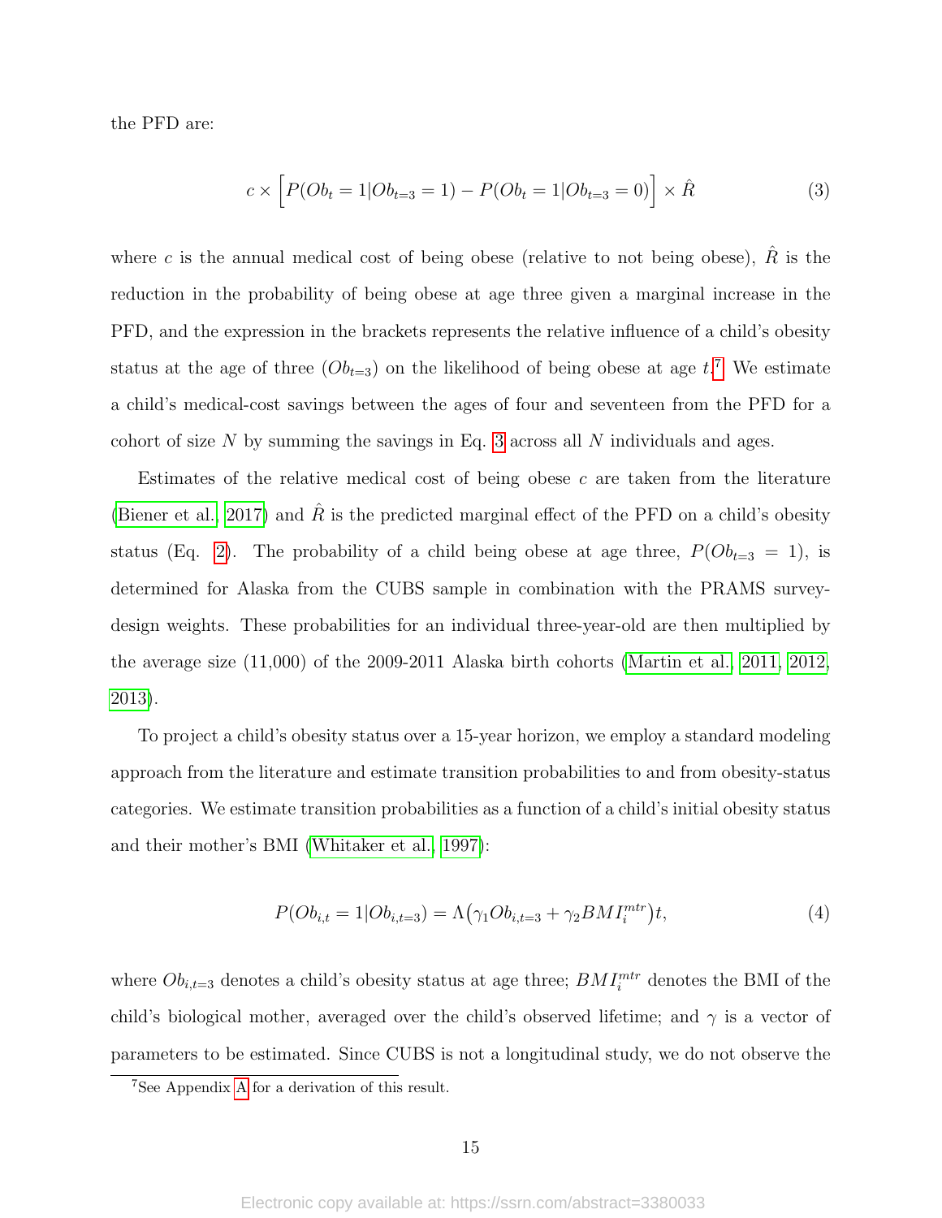the PFD are:

$$c \times \Big[P(Ob_t = 1|Ob_{t=3} = 1) - P(Ob_t = 1|Ob_{t=3} = 0)\Big] \times \hat{R} \tag{3}$$

where $c$ is the annual medical cost of being obese (relative to not being obese), $\hat{R}$ is the reduction in the probability of being obese at age three given a marginal increase in the PFD, and the expression in the brackets represents the relative influence of a child's obesity status at the age of three ($Ob_{t=3}$) on the likelihood of being obese at age $t$.[7] We estimate a child's medical-cost savings between the ages of four and seventeen from the PFD for a cohort of size $N$ by summing the savings in Eq. 3 across all $N$ individuals and ages.

Estimates of the relative medical cost of being obese $c$ are taken from the literature (Biener et al., 2017) and $\hat{R}$ is the predicted marginal effect of the PFD on a child's obesity status (Eq. 2). The probability of a child being obese at age three, $P(Ob_{t=3} = 1)$, is determined for Alaska from the CUBS sample in combination with the PRAMS survey-design weights. These probabilities for an individual three-year-old are then multiplied by the average size (11,000) of the 2009-2011 Alaska birth cohorts (Martin et al., 2011, 2012, 2013).

To project a child's obesity status over a 15-year horizon, we employ a standard modeling approach from the literature and estimate transition probabilities to and from obesity-status categories. We estimate transition probabilities as a function of a child's initial obesity status and their mother's BMI (Whitaker et al., 1997):

$$P(Ob_{i,t} = 1|Ob_{i,t=3}) = \Lambda\big(\gamma_1 Ob_{i,t=3} + \gamma_2 BMI_i^{mtr}\big)t, \tag{4}$$

where $Ob_{i,t=3}$ denotes a child's obesity status at age three; $BMI_i^{mtr}$ denotes the BMI of the child's biological mother, averaged over the child's observed lifetime; and $\gamma$ is a vector of parameters to be estimated. Since CUBS is not a longitudinal study, we do not observe the

[7] See Appendix A for a derivation of this result.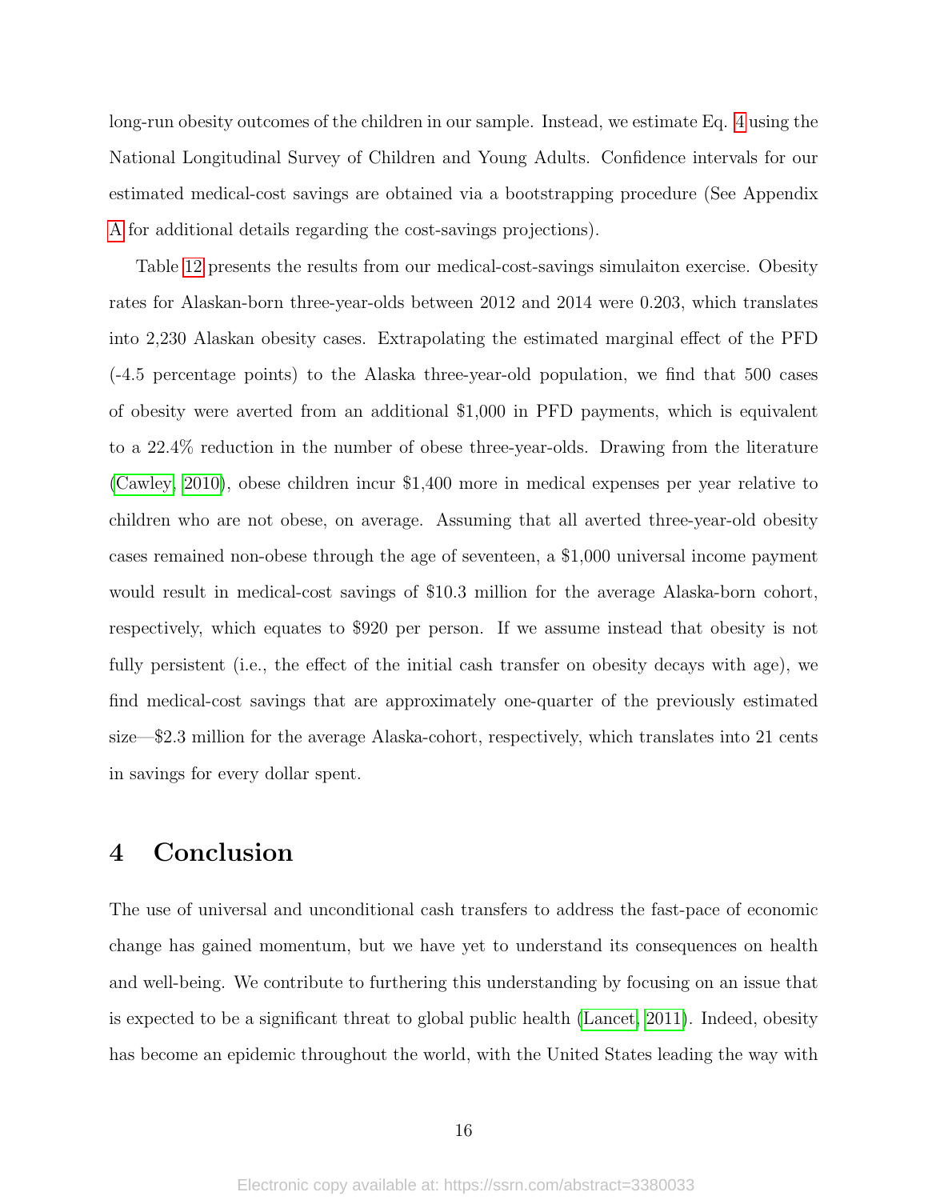long-run obesity outcomes of the children in our sample. Instead, we estimate Eq. 4 using the National Longitudinal Survey of Children and Young Adults. Confidence intervals for our estimated medical-cost savings are obtained via a bootstrapping procedure (See Appendix A for additional details regarding the cost-savings projections).

Table 12 presents the results from our medical-cost-savings simulaiton exercise. Obesity rates for Alaskan-born three-year-olds between 2012 and 2014 were 0.203, which translates into 2,230 Alaskan obesity cases. Extrapolating the estimated marginal effect of the PFD (-4.5 percentage points) to the Alaska three-year-old population, we find that 500 cases of obesity were averted from an additional $1,000 in PFD payments, which is equivalent to a 22.4% reduction in the number of obese three-year-olds. Drawing from the literature (Cawley, 2010), obese children incur $1,400 more in medical expenses per year relative to children who are not obese, on average. Assuming that all averted three-year-old obesity cases remained non-obese through the age of seventeen, a $1,000 universal income payment would result in medical-cost savings of $10.3 million for the average Alaska-born cohort, respectively, which equates to $920 per person. If we assume instead that obesity is not fully persistent (i.e., the effect of the initial cash transfer on obesity decays with age), we find medical-cost savings that are approximately one-quarter of the previously estimated size—$2.3 million for the average Alaska-cohort, respectively, which translates into 21 cents in savings for every dollar spent.

# 4 Conclusion

The use of universal and unconditional cash transfers to address the fast-pace of economic change has gained momentum, but we have yet to understand its consequences on health and well-being. We contribute to furthering this understanding by focusing on an issue that is expected to be a significant threat to global public health (Lancet, 2011). Indeed, obesity has become an epidemic throughout the world, with the United States leading the way with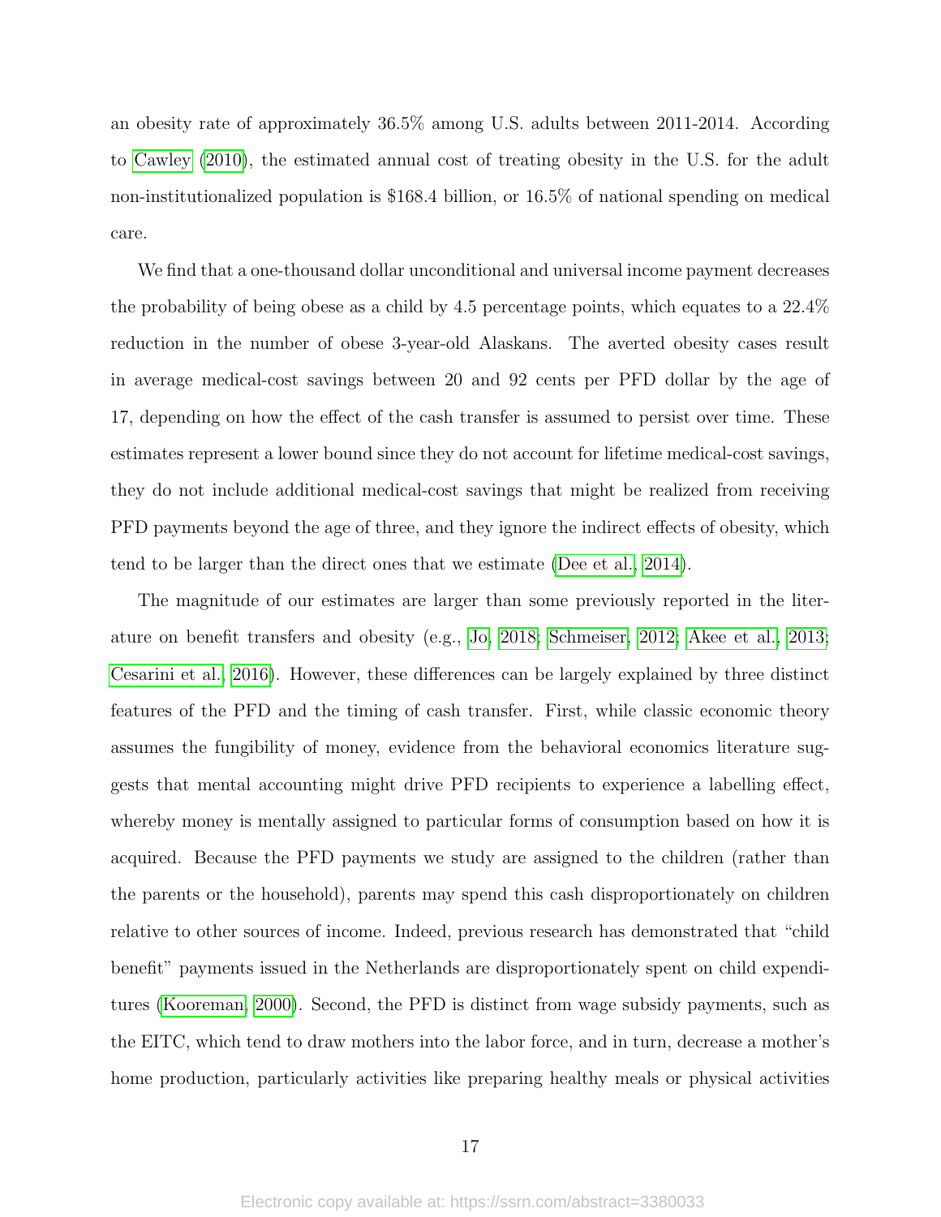an obesity rate of approximately 36.5% among U.S. adults between 2011-2014. According to Cawley (2010), the estimated annual cost of treating obesity in the U.S. for the adult non-institutionalized population is $168.4 billion, or 16.5% of national spending on medical care.

We find that a one-thousand dollar unconditional and universal income payment decreases the probability of being obese as a child by 4.5 percentage points, which equates to a 22.4% reduction in the number of obese 3-year-old Alaskans. The averted obesity cases result in average medical-cost savings between 20 and 92 cents per PFD dollar by the age of 17, depending on how the effect of the cash transfer is assumed to persist over time. These estimates represent a lower bound since they do not account for lifetime medical-cost savings, they do not include additional medical-cost savings that might be realized from receiving PFD payments beyond the age of three, and they ignore the indirect effects of obesity, which tend to be larger than the direct ones that we estimate (Dee et al., 2014).

The magnitude of our estimates are larger than some previously reported in the literature on benefit transfers and obesity (e.g., Jo, 2018; Schmeiser, 2012; Akee et al., 2013; Cesarini et al., 2016). However, these differences can be largely explained by three distinct features of the PFD and the timing of cash transfer. First, while classic economic theory assumes the fungibility of money, evidence from the behavioral economics literature suggests that mental accounting might drive PFD recipients to experience a labelling effect, whereby money is mentally assigned to particular forms of consumption based on how it is acquired. Because the PFD payments we study are assigned to the children (rather than the parents or the household), parents may spend this cash disproportionately on children relative to other sources of income. Indeed, previous research has demonstrated that "child benefit" payments issued in the Netherlands are disproportionately spent on child expenditures (Kooreman, 2000). Second, the PFD is distinct from wage subsidy payments, such as the EITC, which tend to draw mothers into the labor force, and in turn, decrease a mother's home production, particularly activities like preparing healthy meals or physical activities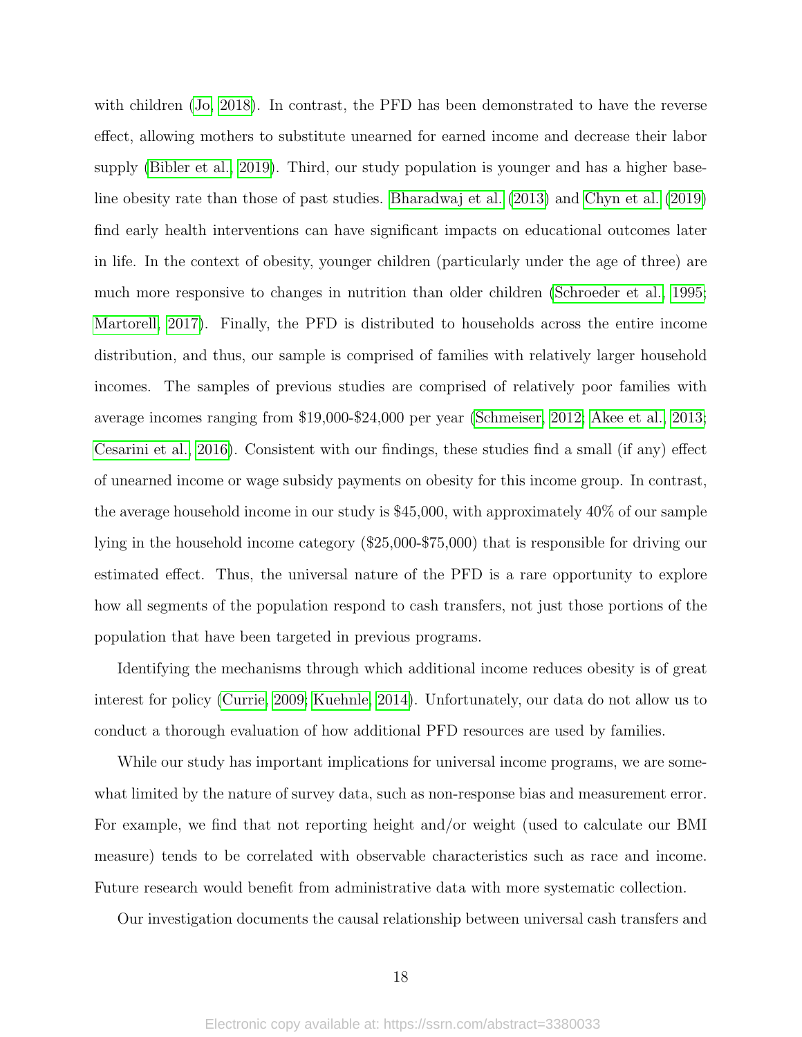with children (Jo, 2018). In contrast, the PFD has been demonstrated to have the reverse effect, allowing mothers to substitute unearned for earned income and decrease their labor supply (Bibler et al., 2019). Third, our study population is younger and has a higher baseline obesity rate than those of past studies. Bharadwaj et al. (2013) and Chyn et al. (2019) find early health interventions can have significant impacts on educational outcomes later in life. In the context of obesity, younger children (particularly under the age of three) are much more responsive to changes in nutrition than older children (Schroeder et al., 1995; Martorell, 2017). Finally, the PFD is distributed to households across the entire income distribution, and thus, our sample is comprised of families with relatively larger household incomes. The samples of previous studies are comprised of relatively poor families with average incomes ranging from $19,000-$24,000 per year (Schmeiser, 2012; Akee et al., 2013; Cesarini et al., 2016). Consistent with our findings, these studies find a small (if any) effect of unearned income or wage subsidy payments on obesity for this income group. In contrast, the average household income in our study is $45,000, with approximately 40% of our sample lying in the household income category ($25,000-$75,000) that is responsible for driving our estimated effect. Thus, the universal nature of the PFD is a rare opportunity to explore how all segments of the population respond to cash transfers, not just those portions of the population that have been targeted in previous programs.

Identifying the mechanisms through which additional income reduces obesity is of great interest for policy (Currie, 2009; Kuehnle, 2014). Unfortunately, our data do not allow us to conduct a thorough evaluation of how additional PFD resources are used by families.

While our study has important implications for universal income programs, we are somewhat limited by the nature of survey data, such as non-response bias and measurement error. For example, we find that not reporting height and/or weight (used to calculate our BMI measure) tends to be correlated with observable characteristics such as race and income. Future research would benefit from administrative data with more systematic collection.

Our investigation documents the causal relationship between universal cash transfers and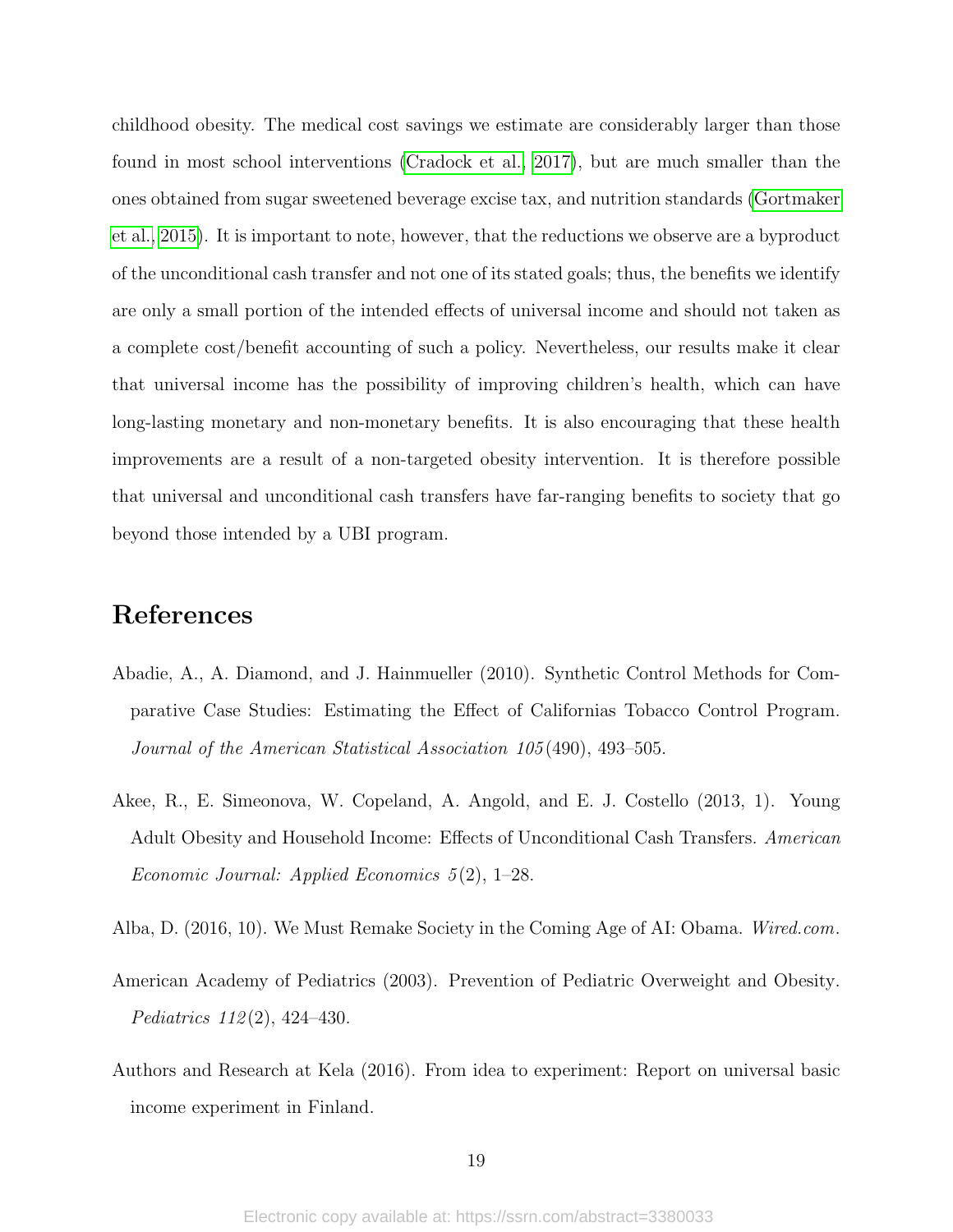childhood obesity. The medical cost savings we estimate are considerably larger than those found in most school interventions (Cradock et al., 2017), but are much smaller than the ones obtained from sugar sweetened beverage excise tax, and nutrition standards (Gortmaker et al., 2015). It is important to note, however, that the reductions we observe are a byproduct of the unconditional cash transfer and not one of its stated goals; thus, the benefits we identify are only a small portion of the intended effects of universal income and should not taken as a complete cost/benefit accounting of such a policy. Nevertheless, our results make it clear that universal income has the possibility of improving children's health, which can have long-lasting monetary and non-monetary benefits. It is also encouraging that these health improvements are a result of a non-targeted obesity intervention. It is therefore possible that universal and unconditional cash transfers have far-ranging benefits to society that go beyond those intended by a UBI program.

## References

Abadie, A., A. Diamond, and J. Hainmueller (2010). Synthetic Control Methods for Comparative Case Studies: Estimating the Effect of Californias Tobacco Control Program. *Journal of the American Statistical Association 105*(490), 493–505.

Akee, R., E. Simeonova, W. Copeland, A. Angold, and E. J. Costello (2013, 1). Young Adult Obesity and Household Income: Effects of Unconditional Cash Transfers. *American Economic Journal: Applied Economics 5*(2), 1–28.

Alba, D. (2016, 10). We Must Remake Society in the Coming Age of AI: Obama. *Wired.com*.

American Academy of Pediatrics (2003). Prevention of Pediatric Overweight and Obesity. *Pediatrics 112*(2), 424–430.

Authors and Research at Kela (2016). From idea to experiment: Report on universal basic income experiment in Finland.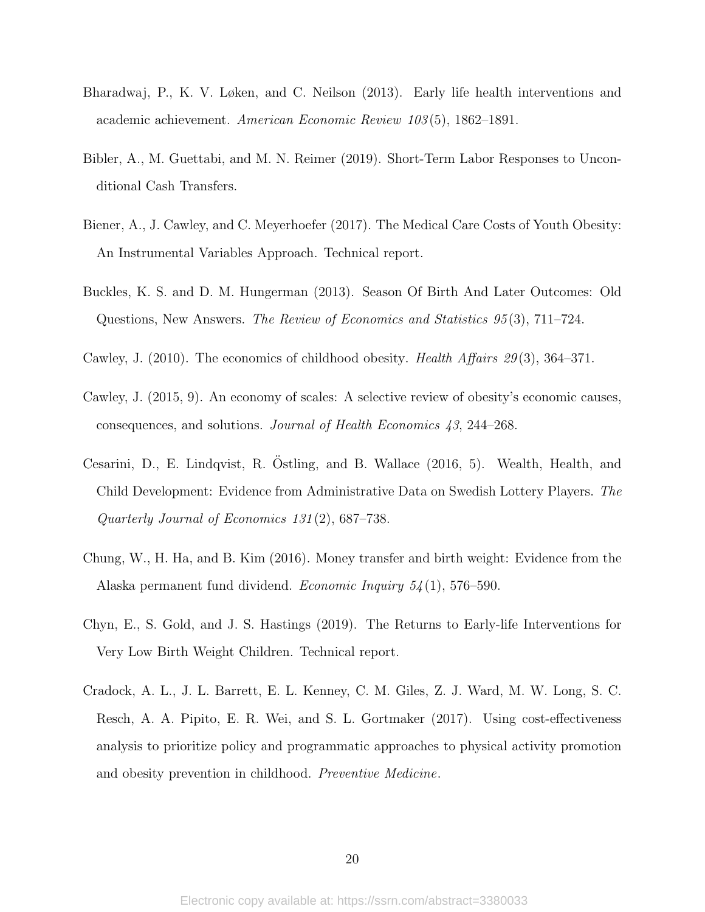Bharadwaj, P., K. V. Løken, and C. Neilson (2013). Early life health interventions and academic achievement. *American Economic Review 103*(5), 1862–1891.

Bibler, A., M. Guettabi, and M. N. Reimer (2019). Short-Term Labor Responses to Unconditional Cash Transfers.

Biener, A., J. Cawley, and C. Meyerhoefer (2017). The Medical Care Costs of Youth Obesity: An Instrumental Variables Approach. Technical report.

Buckles, K. S. and D. M. Hungerman (2013). Season Of Birth And Later Outcomes: Old Questions, New Answers. *The Review of Economics and Statistics 95*(3), 711–724.

Cawley, J. (2010). The economics of childhood obesity. *Health Affairs 29*(3), 364–371.

Cawley, J. (2015, 9). An economy of scales: A selective review of obesity's economic causes, consequences, and solutions. *Journal of Health Economics 43*, 244–268.

Cesarini, D., E. Lindqvist, R. Östling, and B. Wallace (2016, 5). Wealth, Health, and Child Development: Evidence from Administrative Data on Swedish Lottery Players. *The Quarterly Journal of Economics 131*(2), 687–738.

Chung, W., H. Ha, and B. Kim (2016). Money transfer and birth weight: Evidence from the Alaska permanent fund dividend. *Economic Inquiry 54*(1), 576–590.

Chyn, E., S. Gold, and J. S. Hastings (2019). The Returns to Early-life Interventions for Very Low Birth Weight Children. Technical report.

Cradock, A. L., J. L. Barrett, E. L. Kenney, C. M. Giles, Z. J. Ward, M. W. Long, S. C. Resch, A. A. Pipito, E. R. Wei, and S. L. Gortmaker (2017). Using cost-effectiveness analysis to prioritize policy and programmatic approaches to physical activity promotion and obesity prevention in childhood. *Preventive Medicine*.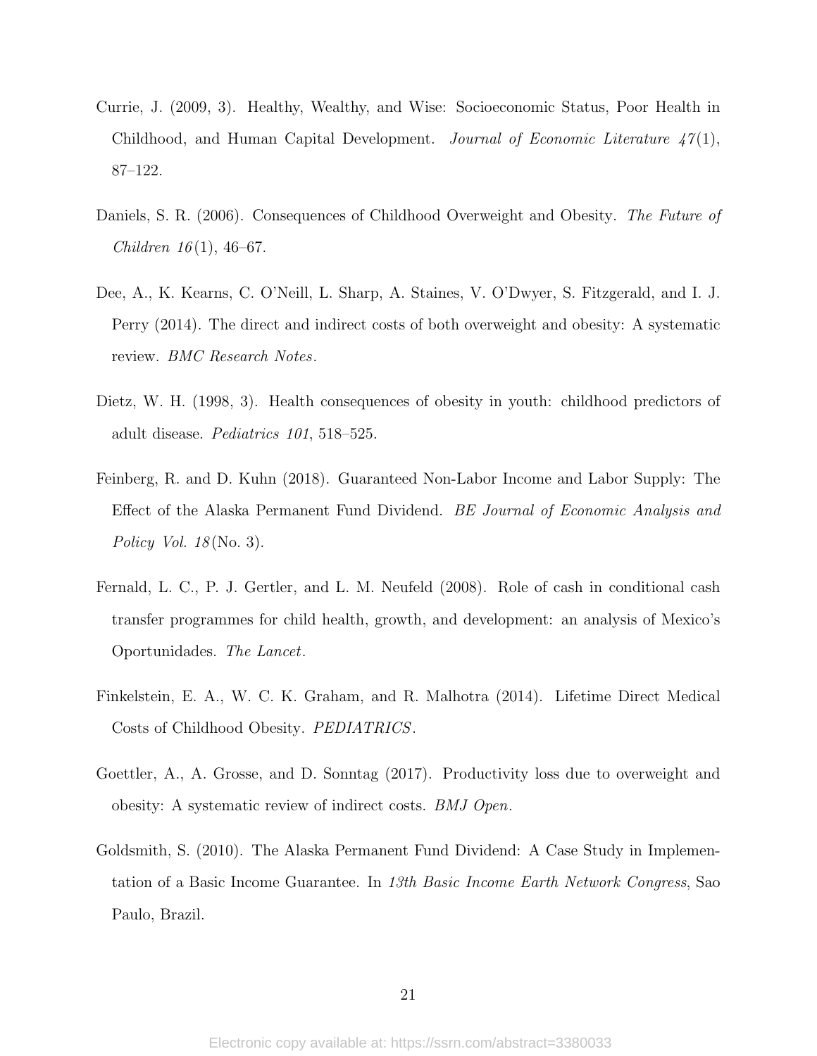Currie, J. (2009, 3). Healthy, Wealthy, and Wise: Socioeconomic Status, Poor Health in Childhood, and Human Capital Development. *Journal of Economic Literature 47*(1), 87–122.

Daniels, S. R. (2006). Consequences of Childhood Overweight and Obesity. *The Future of Children 16*(1), 46–67.

Dee, A., K. Kearns, C. O'Neill, L. Sharp, A. Staines, V. O'Dwyer, S. Fitzgerald, and I. J. Perry (2014). The direct and indirect costs of both overweight and obesity: A systematic review. *BMC Research Notes*.

Dietz, W. H. (1998, 3). Health consequences of obesity in youth: childhood predictors of adult disease. *Pediatrics 101*, 518–525.

Feinberg, R. and D. Kuhn (2018). Guaranteed Non-Labor Income and Labor Supply: The Effect of the Alaska Permanent Fund Dividend. *BE Journal of Economic Analysis and Policy Vol. 18*(No. 3).

Fernald, L. C., P. J. Gertler, and L. M. Neufeld (2008). Role of cash in conditional cash transfer programmes for child health, growth, and development: an analysis of Mexico's Oportunidades. *The Lancet*.

Finkelstein, E. A., W. C. K. Graham, and R. Malhotra (2014). Lifetime Direct Medical Costs of Childhood Obesity. *PEDIATRICS*.

Goettler, A., A. Grosse, and D. Sonntag (2017). Productivity loss due to overweight and obesity: A systematic review of indirect costs. *BMJ Open*.

Goldsmith, S. (2010). The Alaska Permanent Fund Dividend: A Case Study in Implementation of a Basic Income Guarantee. In *13th Basic Income Earth Network Congress*, Sao Paulo, Brazil.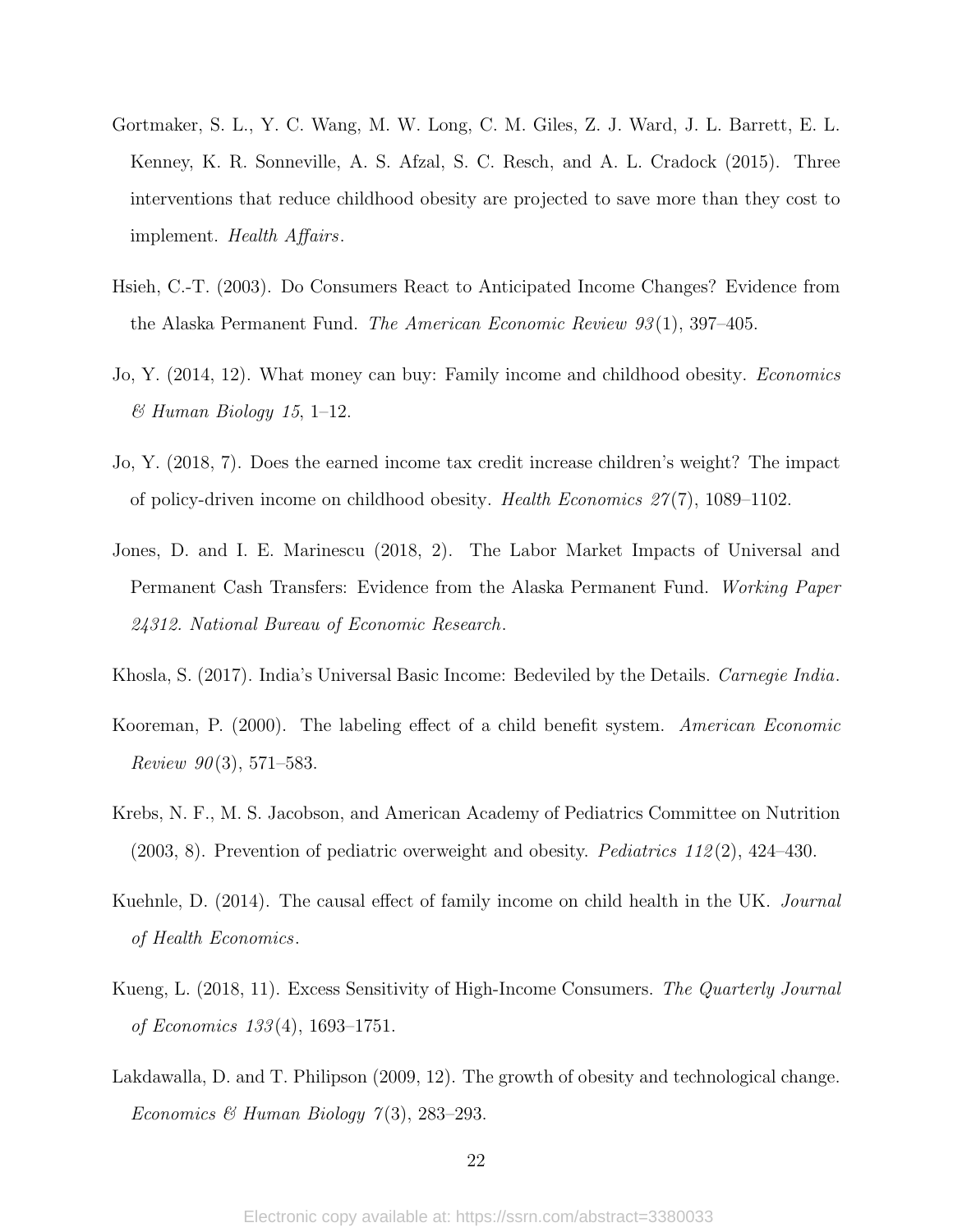Gortmaker, S. L., Y. C. Wang, M. W. Long, C. M. Giles, Z. J. Ward, J. L. Barrett, E. L. Kenney, K. R. Sonneville, A. S. Afzal, S. C. Resch, and A. L. Cradock (2015). Three interventions that reduce childhood obesity are projected to save more than they cost to implement. *Health Affairs*.

Hsieh, C.-T. (2003). Do Consumers React to Anticipated Income Changes? Evidence from the Alaska Permanent Fund. *The American Economic Review 93*(1), 397–405.

Jo, Y. (2014, 12). What money can buy: Family income and childhood obesity. *Economics & Human Biology 15*, 1–12.

Jo, Y. (2018, 7). Does the earned income tax credit increase children's weight? The impact of policy-driven income on childhood obesity. *Health Economics 27*(7), 1089–1102.

Jones, D. and I. E. Marinescu (2018, 2). The Labor Market Impacts of Universal and Permanent Cash Transfers: Evidence from the Alaska Permanent Fund. *Working Paper 24312. National Bureau of Economic Research*.

Khosla, S. (2017). India's Universal Basic Income: Bedeviled by the Details. *Carnegie India*.

Kooreman, P. (2000). The labeling effect of a child benefit system. *American Economic Review 90*(3), 571–583.

Krebs, N. F., M. S. Jacobson, and American Academy of Pediatrics Committee on Nutrition (2003, 8). Prevention of pediatric overweight and obesity. *Pediatrics 112*(2), 424–430.

Kuehnle, D. (2014). The causal effect of family income on child health in the UK. *Journal of Health Economics*.

Kueng, L. (2018, 11). Excess Sensitivity of High-Income Consumers. *The Quarterly Journal of Economics 133*(4), 1693–1751.

Lakdawalla, D. and T. Philipson (2009, 12). The growth of obesity and technological change. *Economics & Human Biology 7*(3), 283–293.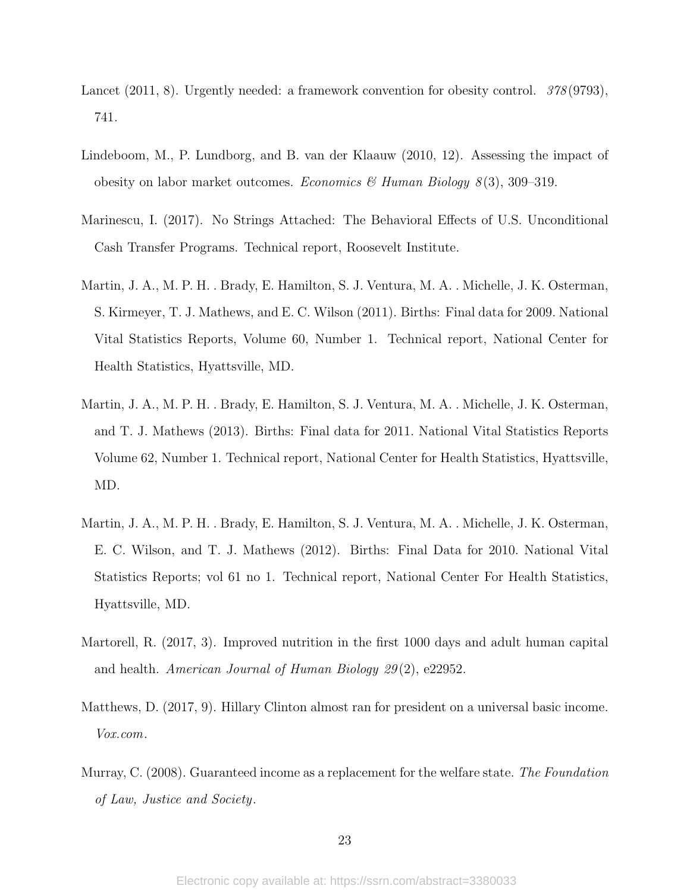Lancet (2011, 8). Urgently needed: a framework convention for obesity control. *378*(9793), 741.

Lindeboom, M., P. Lundborg, and B. van der Klaauw (2010, 12). Assessing the impact of obesity on labor market outcomes. *Economics & Human Biology 8*(3), 309–319.

Marinescu, I. (2017). No Strings Attached: The Behavioral Effects of U.S. Unconditional Cash Transfer Programs. Technical report, Roosevelt Institute.

Martin, J. A., M. P. H. . Brady, E. Hamilton, S. J. Ventura, M. A. . Michelle, J. K. Osterman, S. Kirmeyer, T. J. Mathews, and E. C. Wilson (2011). Births: Final data for 2009. National Vital Statistics Reports, Volume 60, Number 1. Technical report, National Center for Health Statistics, Hyattsville, MD.

Martin, J. A., M. P. H. . Brady, E. Hamilton, S. J. Ventura, M. A. . Michelle, J. K. Osterman, and T. J. Mathews (2013). Births: Final data for 2011. National Vital Statistics Reports Volume 62, Number 1. Technical report, National Center for Health Statistics, Hyattsville, MD.

Martin, J. A., M. P. H. . Brady, E. Hamilton, S. J. Ventura, M. A. . Michelle, J. K. Osterman, E. C. Wilson, and T. J. Mathews (2012). Births: Final Data for 2010. National Vital Statistics Reports; vol 61 no 1. Technical report, National Center For Health Statistics, Hyattsville, MD.

Martorell, R. (2017, 3). Improved nutrition in the first 1000 days and adult human capital and health. *American Journal of Human Biology 29*(2), e22952.

Matthews, D. (2017, 9). Hillary Clinton almost ran for president on a universal basic income. *Vox.com*.

Murray, C. (2008). Guaranteed income as a replacement for the welfare state. *The Foundation of Law, Justice and Society*.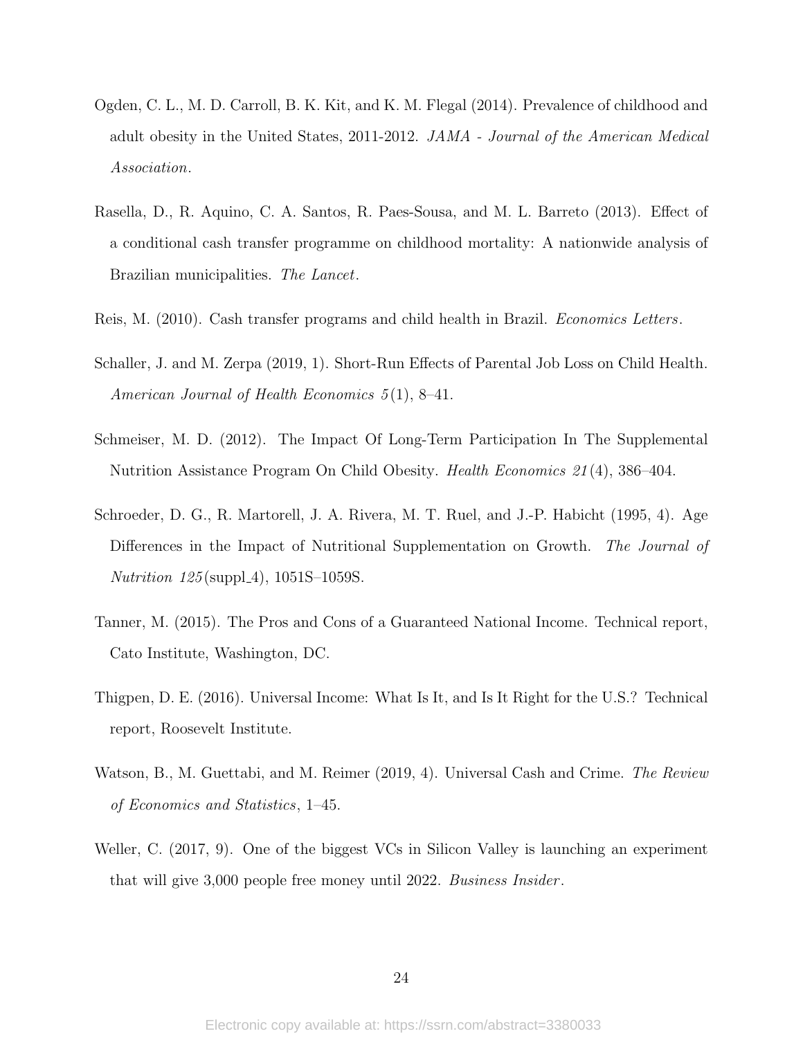Ogden, C. L., M. D. Carroll, B. K. Kit, and K. M. Flegal (2014). Prevalence of childhood and adult obesity in the United States, 2011-2012. *JAMA - Journal of the American Medical Association*.

Rasella, D., R. Aquino, C. A. Santos, R. Paes-Sousa, and M. L. Barreto (2013). Effect of a conditional cash transfer programme on childhood mortality: A nationwide analysis of Brazilian municipalities. *The Lancet*.

Reis, M. (2010). Cash transfer programs and child health in Brazil. *Economics Letters*.

Schaller, J. and M. Zerpa (2019, 1). Short-Run Effects of Parental Job Loss on Child Health. *American Journal of Health Economics 5*(1), 8–41.

Schmeiser, M. D. (2012). The Impact Of Long-Term Participation In The Supplemental Nutrition Assistance Program On Child Obesity. *Health Economics 21*(4), 386–404.

Schroeder, D. G., R. Martorell, J. A. Rivera, M. T. Ruel, and J.-P. Habicht (1995, 4). Age Differences in the Impact of Nutritional Supplementation on Growth. *The Journal of Nutrition 125*(suppl_4), 1051S–1059S.

Tanner, M. (2015). The Pros and Cons of a Guaranteed National Income. Technical report, Cato Institute, Washington, DC.

Thigpen, D. E. (2016). Universal Income: What Is It, and Is It Right for the U.S.? Technical report, Roosevelt Institute.

Watson, B., M. Guettabi, and M. Reimer (2019, 4). Universal Cash and Crime. *The Review of Economics and Statistics*, 1–45.

Weller, C. (2017, 9). One of the biggest VCs in Silicon Valley is launching an experiment that will give 3,000 people free money until 2022. *Business Insider*.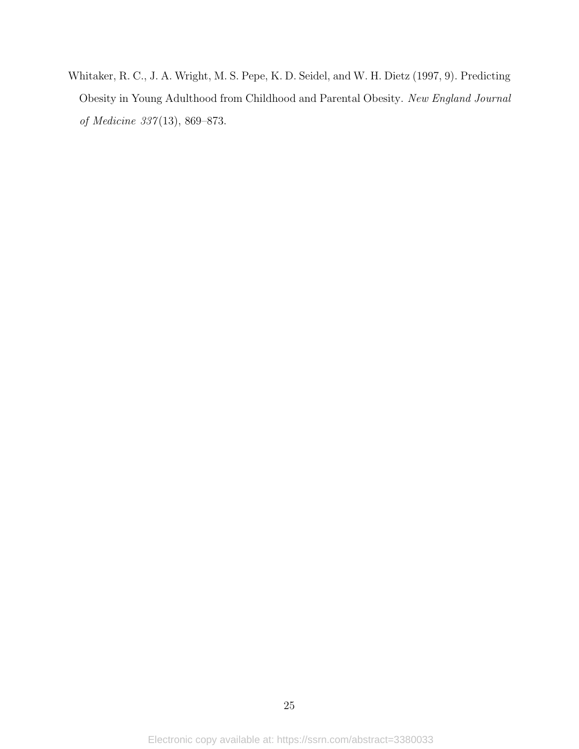Whitaker, R. C., J. A. Wright, M. S. Pepe, K. D. Seidel, and W. H. Dietz (1997, 9). Predicting Obesity in Young Adulthood from Childhood and Parental Obesity. *New England Journal of Medicine 337*(13), 869–873.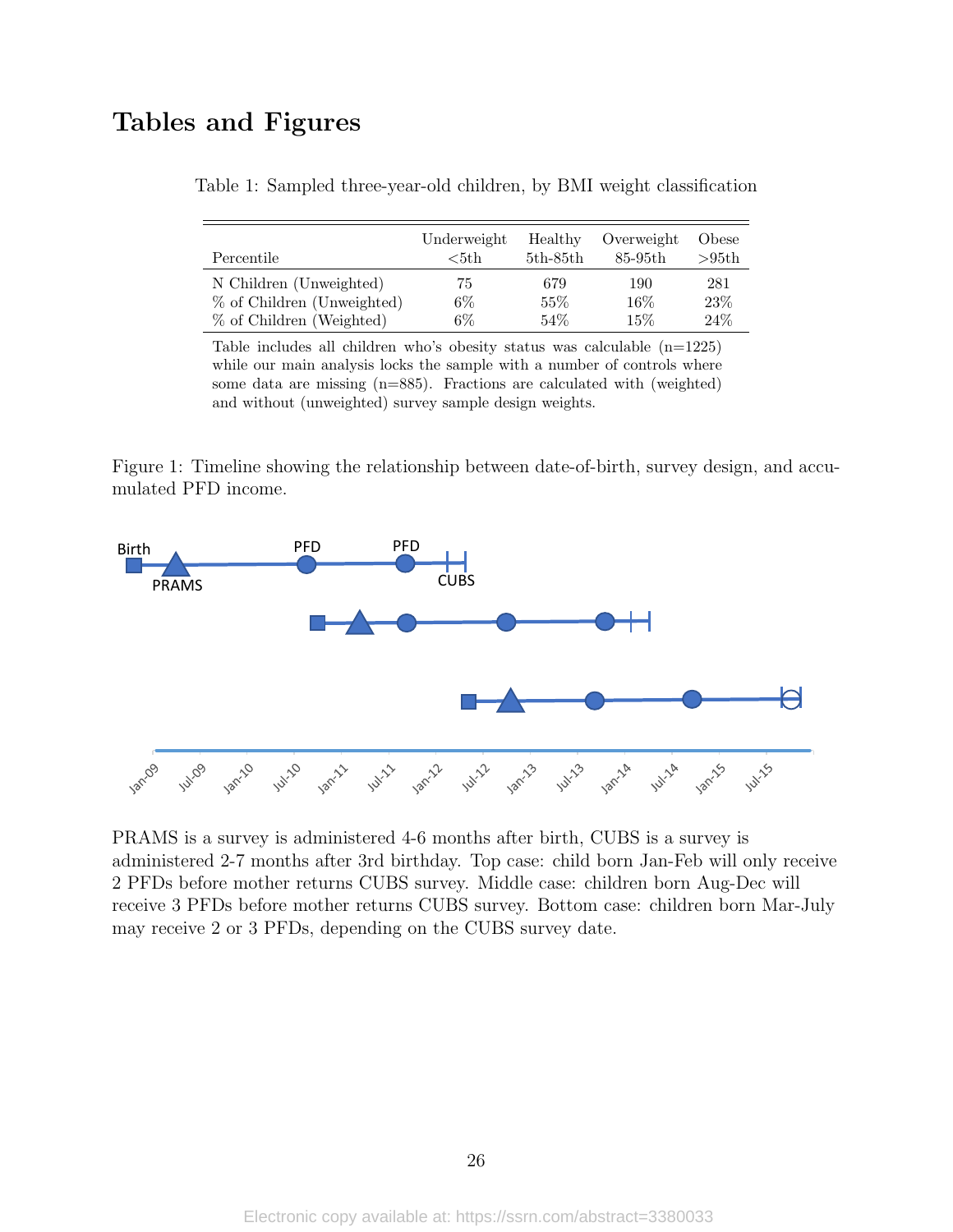# Tables and Figures

Table 1: Sampled three-year-old children, by BMI weight classification

| Percentile | Underweight <5th | Healthy 5th-85th | Overweight 85-95th | Obese >95th |
|---|---|---|---|---|
| N Children (Unweighted) | 75 | 679 | 190 | 281 |
| % of Children (Unweighted) | 6% | 55% | 16% | 23% |
| % of Children (Weighted) | 6% | 54% | 15% | 24% |

Table includes all children who's obesity status was calculable (n=1225) while our main analysis locks the sample with a number of controls where some data are missing (n=885). Fractions are calculated with (weighted) and without (unweighted) survey sample design weights.

Figure 1: Timeline showing the relationship between date-of-birth, survey design, and accumulated PFD income.

PRAMS is a survey is administered 4-6 months after birth, CUBS is a survey is administered 2-7 months after 3rd birthday. Top case: child born Jan-Feb will only receive 2 PFDs before mother returns CUBS survey. Middle case: children born Aug-Dec will receive 3 PFDs before mother returns CUBS survey. Bottom case: children born Mar-July may receive 2 or 3 PFDs, depending on the CUBS survey date.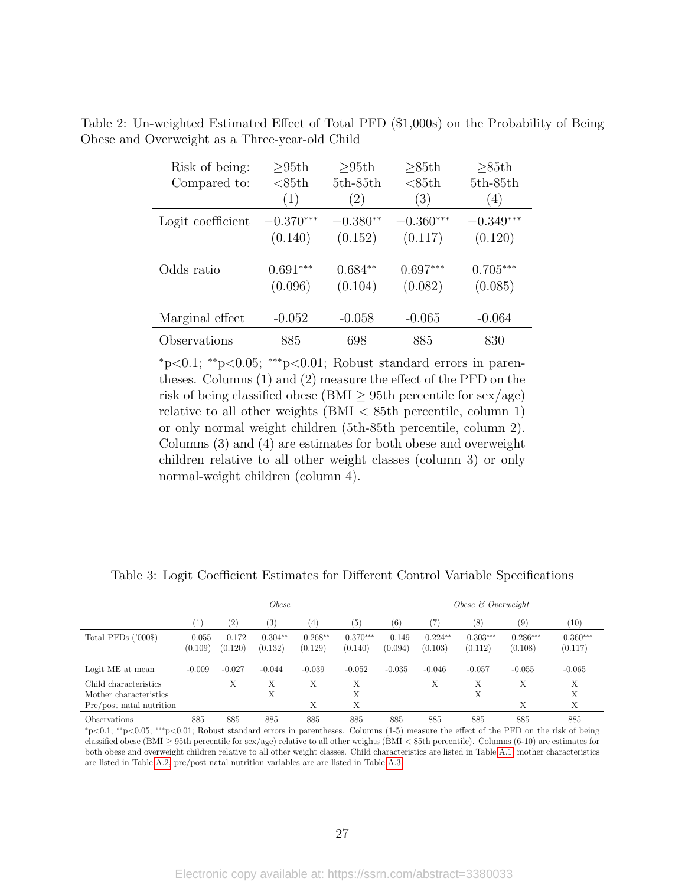Table 2: Un-weighted Estimated Effect of Total PFD ($1,000s) on the Probability of Being Obese and Overweight as a Three-year-old Child

| Risk of being: | $\geq$95th | $\geq$95th | $\geq$85th | $\geq$85th |
|---|---|---|---|---|
| Compared to: | <85th | 5th-85th | <85th | 5th-85th |
| | (1) | (2) | (3) | (4) |
| Logit coefficient | $-0.370^{***}$ | $-0.380^{**}$ | $-0.360^{***}$ | $-0.349^{***}$ |
| | (0.140) | (0.152) | (0.117) | (0.120) |
| Odds ratio | $0.691^{***}$ | $0.684^{**}$ | $0.697^{***}$ | $0.705^{***}$ |
| | (0.096) | (0.104) | (0.082) | (0.085) |
| Marginal effect | -0.052 | -0.058 | -0.065 | -0.064 |
| Observations | 885 | 698 | 885 | 830 |

$^{*}$p<0.1; $^{**}$p<0.05; $^{***}$p<0.01; Robust standard errors in parentheses. Columns (1) and (2) measure the effect of the PFD on the risk of being classified obese (BMI $\geq$ 95th percentile for sex/age) relative to all other weights (BMI < 85th percentile, column 1) or only normal weight children (5th-85th percentile, column 2). Columns (3) and (4) are estimates for both obese and overweight children relative to all other weight classes (column 3) or only normal-weight children (column 4).

Table 3: Logit Coefficient Estimates for Different Control Variable Specifications

| | *Obese* | | | | | *Obese & Overweight* | | | | |
|---|---|---|---|---|---|---|---|---|---|---|
| | (1) | (2) | (3) | (4) | (5) | (6) | (7) | (8) | (9) | (10) |
| Total PFDs ('000$) | $-0.055$ | $-0.172$ | $-0.304^{**}$ | $-0.268^{**}$ | $-0.370^{***}$ | $-0.149$ | $-0.224^{**}$ | $-0.303^{***}$ | $-0.286^{***}$ | $-0.360^{***}$ |
| | (0.109) | (0.120) | (0.132) | (0.129) | (0.140) | (0.094) | (0.103) | (0.112) | (0.108) | (0.117) |
| Logit ME at mean | -0.009 | -0.027 | -0.044 | -0.039 | -0.052 | -0.035 | -0.046 | -0.057 | -0.055 | -0.065 |
| Child characteristics | | X | X | X | X | | X | X | X | X |
| Mother characteristics | | | X | | X | | | X | | X |
| Pre/post natal nutrition | | | | X | X | | | | X | X |
| Observations | 885 | 885 | 885 | 885 | 885 | 885 | 885 | 885 | 885 | 885 |

$^{*}$p<0.1; $^{**}$p<0.05; $^{***}$p<0.01; Robust standard errors in parentheses. Columns (1-5) measure the effect of the PFD on the risk of being classified obese (BMI $\geq$ 95th percentile for sex/age) relative to all other weights (BMI < 85th percentile). Columns (6-10) are estimates for both obese and overweight children relative to all other weight classes. Child characteristics are listed in Table A.1, mother characteristics are listed in Table A.2, pre/post natal nutrition variables are are listed in Table A.3.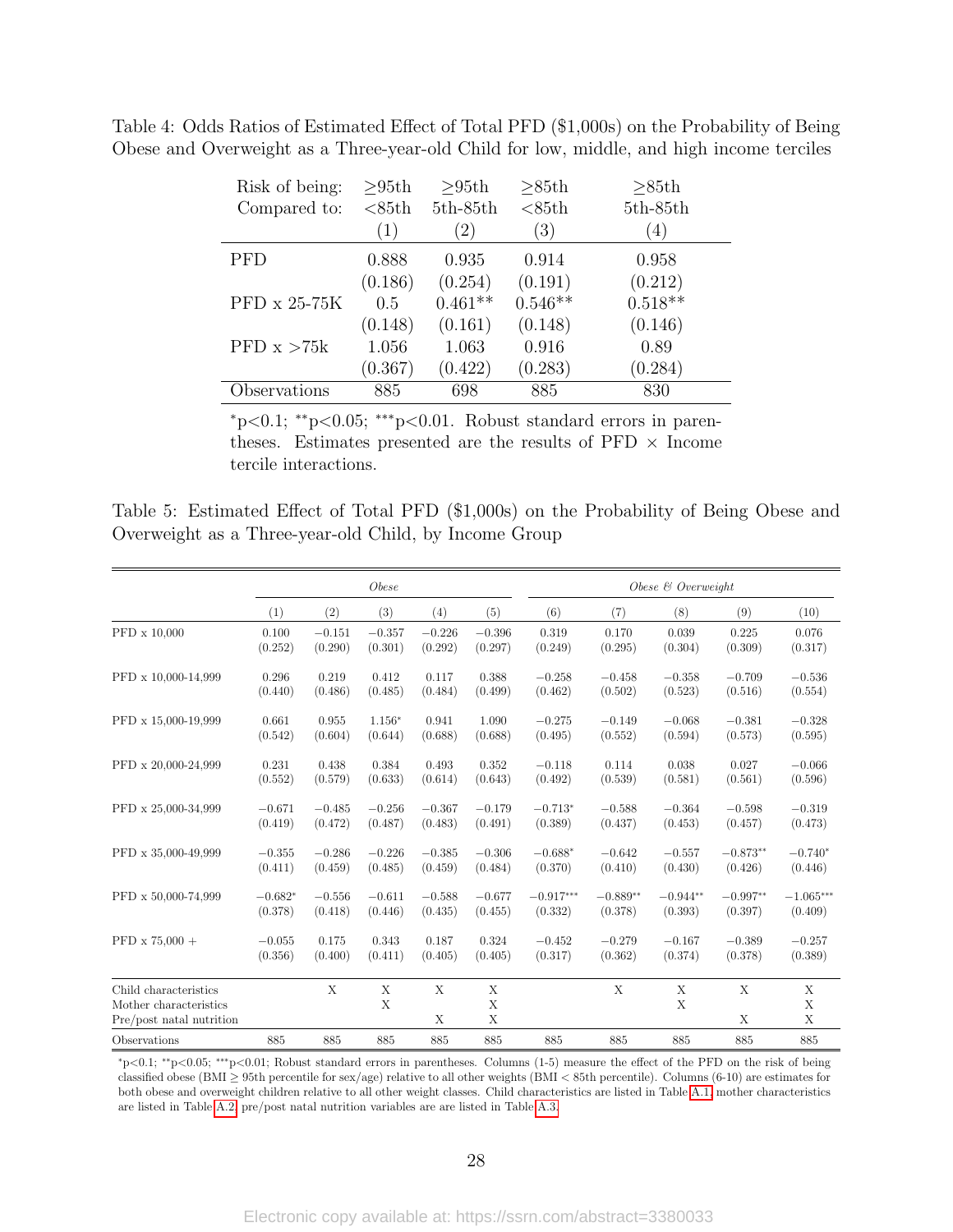Table 4: Odds Ratios of Estimated Effect of Total PFD ($1,000s) on the Probability of Being Obese and Overweight as a Three-year-old Child for low, middle, and high income terciles

| Risk of being: | ≥95th | ≥95th | ≥85th | ≥85th |
|---|---|---|---|---|
| Compared to: | <85th | 5th-85th | <85th | 5th-85th |
| | (1) | (2) | (3) | (4) |
| PFD | 0.888 | 0.935 | 0.914 | 0.958 |
| | (0.186) | (0.254) | (0.191) | (0.212) |
| PFD x 25-75K | 0.5 | 0.461** | 0.546** | 0.518** |
| | (0.148) | (0.161) | (0.148) | (0.146) |
| PFD x >75k | 1.056 | 1.063 | 0.916 | 0.89 |
| | (0.367) | (0.422) | (0.283) | (0.284) |
| Observations | 885 | 698 | 885 | 830 |

*p<0.1; **p<0.05; ***p<0.01. Robust standard errors in parentheses. Estimates presented are the results of PFD × Income tercile interactions.

Table 5: Estimated Effect of Total PFD ($1,000s) on the Probability of Being Obese and Overweight as a Three-year-old Child, by Income Group

| | *Obese* | | | | | *Obese & Overweight* | | | | |
|---|---|---|---|---|---|---|---|---|---|---|
| | (1) | (2) | (3) | (4) | (5) | (6) | (7) | (8) | (9) | (10) |
| PFD x 10,000 | 0.100 | −0.151 | −0.357 | −0.226 | −0.396 | 0.319 | 0.170 | 0.039 | 0.225 | 0.076 |
| | (0.252) | (0.290) | (0.301) | (0.292) | (0.297) | (0.249) | (0.295) | (0.304) | (0.309) | (0.317) |
| PFD x 10,000-14,999 | 0.296 | 0.219 | 0.412 | 0.117 | 0.388 | −0.258 | −0.458 | −0.358 | −0.709 | −0.536 |
| | (0.440) | (0.486) | (0.485) | (0.484) | (0.499) | (0.462) | (0.502) | (0.523) | (0.516) | (0.554) |
| PFD x 15,000-19,999 | 0.661 | 0.955 | 1.156* | 0.941 | 1.090 | −0.275 | −0.149 | −0.068 | −0.381 | −0.328 |
| | (0.542) | (0.604) | (0.644) | (0.688) | (0.688) | (0.495) | (0.552) | (0.594) | (0.573) | (0.595) |
| PFD x 20,000-24,999 | 0.231 | 0.438 | 0.384 | 0.493 | 0.352 | −0.118 | 0.114 | 0.038 | 0.027 | −0.066 |
| | (0.552) | (0.579) | (0.633) | (0.614) | (0.643) | (0.492) | (0.539) | (0.581) | (0.561) | (0.596) |
| PFD x 25,000-34,999 | −0.671 | −0.485 | −0.256 | −0.367 | −0.179 | −0.713* | −0.588 | −0.364 | −0.598 | −0.319 |
| | (0.419) | (0.472) | (0.487) | (0.483) | (0.491) | (0.389) | (0.437) | (0.453) | (0.457) | (0.473) |
| PFD x 35,000-49,999 | −0.355 | −0.286 | −0.226 | −0.385 | −0.306 | −0.688* | −0.642 | −0.557 | −0.873** | −0.740* |
| | (0.411) | (0.459) | (0.485) | (0.459) | (0.484) | (0.370) | (0.410) | (0.430) | (0.426) | (0.446) |
| PFD x 50,000-74,999 | −0.682* | −0.556 | −0.611 | −0.588 | −0.677 | −0.917*** | −0.889** | −0.944** | −0.997** | −1.065*** |
| | (0.378) | (0.418) | (0.446) | (0.435) | (0.455) | (0.332) | (0.378) | (0.393) | (0.397) | (0.409) |
| PFD x 75,000 + | −0.055 | 0.175 | 0.343 | 0.187 | 0.324 | −0.452 | −0.279 | −0.167 | −0.389 | −0.257 |
| | (0.356) | (0.400) | (0.411) | (0.405) | (0.405) | (0.317) | (0.362) | (0.374) | (0.378) | (0.389) |
| Child characteristics | | X | X | X | X | | X | X | X | X |
| Mother characteristics | | | X | | X | | | X | | X |
| Pre/post natal nutrition | | | | X | X | | | | X | X |
| Observations | 885 | 885 | 885 | 885 | 885 | 885 | 885 | 885 | 885 | 885 |

*p<0.1; **p<0.05; ***p<0.01; Robust standard errors in parentheses. Columns (1-5) measure the effect of the PFD on the risk of being classified obese (BMI ≥ 95th percentile for sex/age) relative to all other weights (BMI < 85th percentile). Columns (6-10) are estimates for both obese and overweight children relative to all other weight classes. Child characteristics are listed in Table A.1, mother characteristics are listed in Table A.2, pre/post natal nutrition variables are are listed in Table A.3.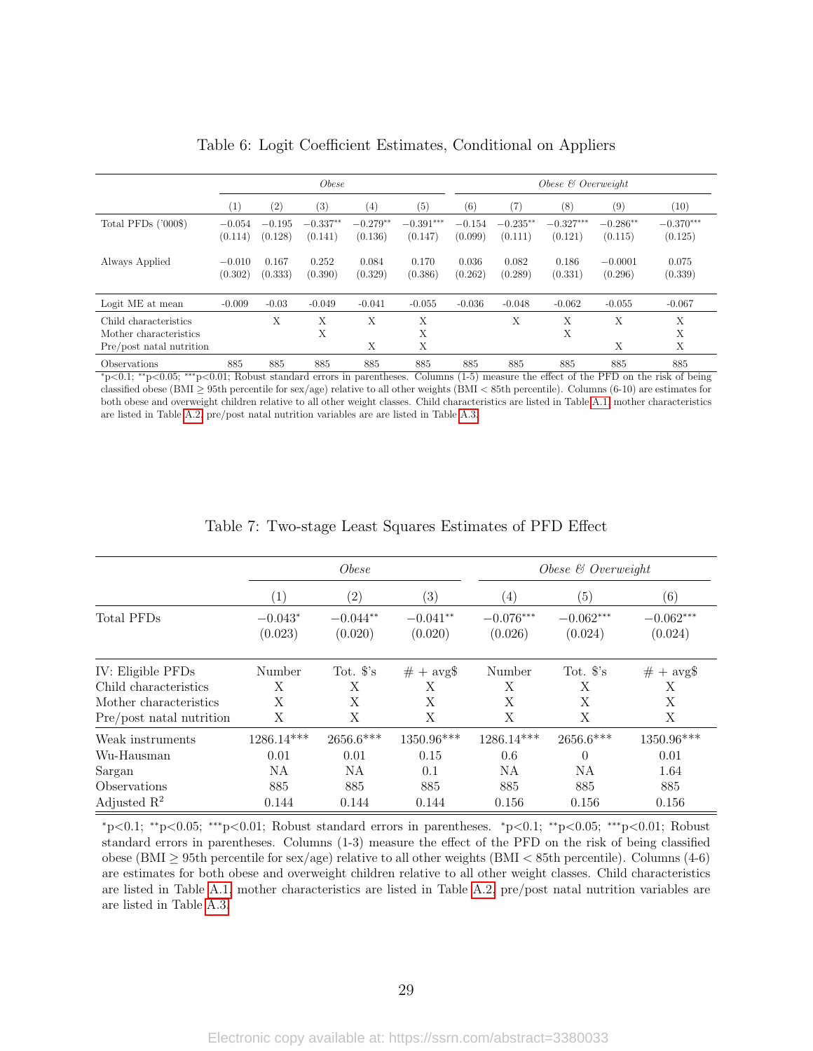Table 6: Logit Coefficient Estimates, Conditional on Appliers

| | *Obese* | | | | | *Obese & Overweight* | | | | |
|---|---|---|---|---|---|---|---|---|---|---|
| | (1) | (2) | (3) | (4) | (5) | (6) | (7) | (8) | (9) | (10) |
| Total PFDs ('000$) | $-0.054$ | $-0.195$ | $-0.337^{**}$ | $-0.279^{**}$ | $-0.391^{***}$ | $-0.154$ | $-0.235^{**}$ | $-0.327^{***}$ | $-0.286^{**}$ | $-0.370^{***}$ |
| | (0.114) | (0.128) | (0.141) | (0.136) | (0.147) | (0.099) | (0.111) | (0.121) | (0.115) | (0.125) |
| Always Applied | $-0.010$ | 0.167 | 0.252 | 0.084 | 0.170 | 0.036 | 0.082 | 0.186 | $-0.0001$ | 0.075 |
| | (0.302) | (0.333) | (0.390) | (0.329) | (0.386) | (0.262) | (0.289) | (0.331) | (0.296) | (0.339) |
| Logit ME at mean | -0.009 | -0.03 | -0.049 | -0.041 | -0.055 | -0.036 | -0.048 | -0.062 | -0.055 | -0.067 |
| Child characteristics | | X | X | X | X | | X | X | X | X |
| Mother characteristics | | | X | | X | | | X | | X |
| Pre/post natal nutrition | | | | X | X | | | | X | X |
| Observations | 885 | 885 | 885 | 885 | 885 | 885 | 885 | 885 | 885 | 885 |

*p<0.1; **p<0.05; ***p<0.01; Robust standard errors in parentheses. Columns (1-5) measure the effect of the PFD on the risk of being classified obese (BMI $\geq$ 95th percentile for sex/age) relative to all other weights (BMI < 85th percentile). Columns (6-10) are estimates for both obese and overweight children relative to all other weight classes. Child characteristics are listed in Table A.1, mother characteristics are listed in Table A.2, pre/post natal nutrition variables are are listed in Table A.3.

Table 7: Two-stage Least Squares Estimates of PFD Effect

| | *Obese* | | | *Obese & Overweight* | | |
|---|---|---|---|---|---|---|
| | (1) | (2) | (3) | (4) | (5) | (6) |
| Total PFDs | $-0.043^{*}$ | $-0.044^{**}$ | $-0.041^{**}$ | $-0.076^{***}$ | $-0.062^{***}$ | $-0.062^{***}$ |
| | (0.023) | (0.020) | (0.020) | (0.026) | (0.024) | (0.024) |
| IV: Eligible PFDs | Number | Tot. $'s | # + avg$ | Number | Tot. $'s | # + avg$ |
| Child characteristics | X | X | X | X | X | X |
| Mother characteristics | X | X | X | X | X | X |
| Pre/post natal nutrition | X | X | X | X | X | X |
| Weak instruments | 1286.14*** | 2656.6*** | 1350.96*** | 1286.14*** | 2656.6*** | 1350.96*** |
| Wu-Hausman | 0.01 | 0.01 | 0.15 | 0.6 | 0 | 0.01 |
| Sargan | NA | NA | 0.1 | NA | NA | 1.64 |
| Observations | 885 | 885 | 885 | 885 | 885 | 885 |
| Adjusted $R^2$ | 0.144 | 0.144 | 0.144 | 0.156 | 0.156 | 0.156 |

*p<0.1; **p<0.05; ***p<0.01; Robust standard errors in parentheses. *p<0.1; **p<0.05; ***p<0.01; Robust standard errors in parentheses. Columns (1-3) measure the effect of the PFD on the risk of being classified obese (BMI $\geq$ 95th percentile for sex/age) relative to all other weights (BMI < 85th percentile). Columns (4-6) are estimates for both obese and overweight children relative to all other weight classes. Child characteristics are listed in Table A.1, mother characteristics are listed in Table A.2, pre/post natal nutrition variables are are listed in Table A.3.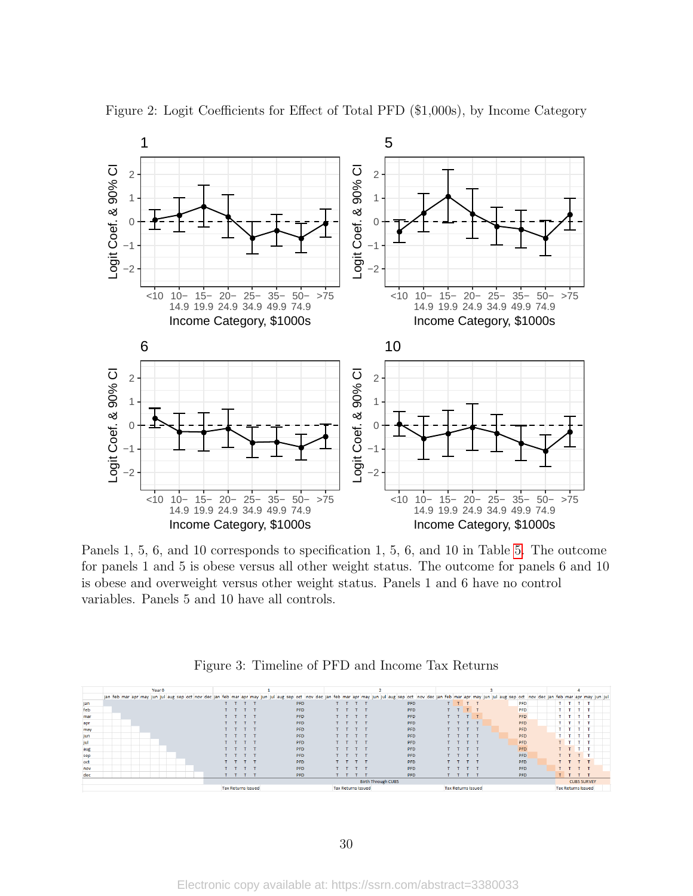Figure 2: Logit Coefficients for Effect of Total PFD ($1,000s), by Income Category

Panels 1, 5, 6, and 10 corresponds to specification 1, 5, 6, and 10 in Table 5. The outcome for panels 1 and 5 is obese versus all other weight status. The outcome for panels 6 and 10 is obese and overweight versus other weight status. Panels 1 and 6 have no control variables. Panels 5 and 10 have all controls.

Figure 3: Timeline of PFD and Income Tax Returns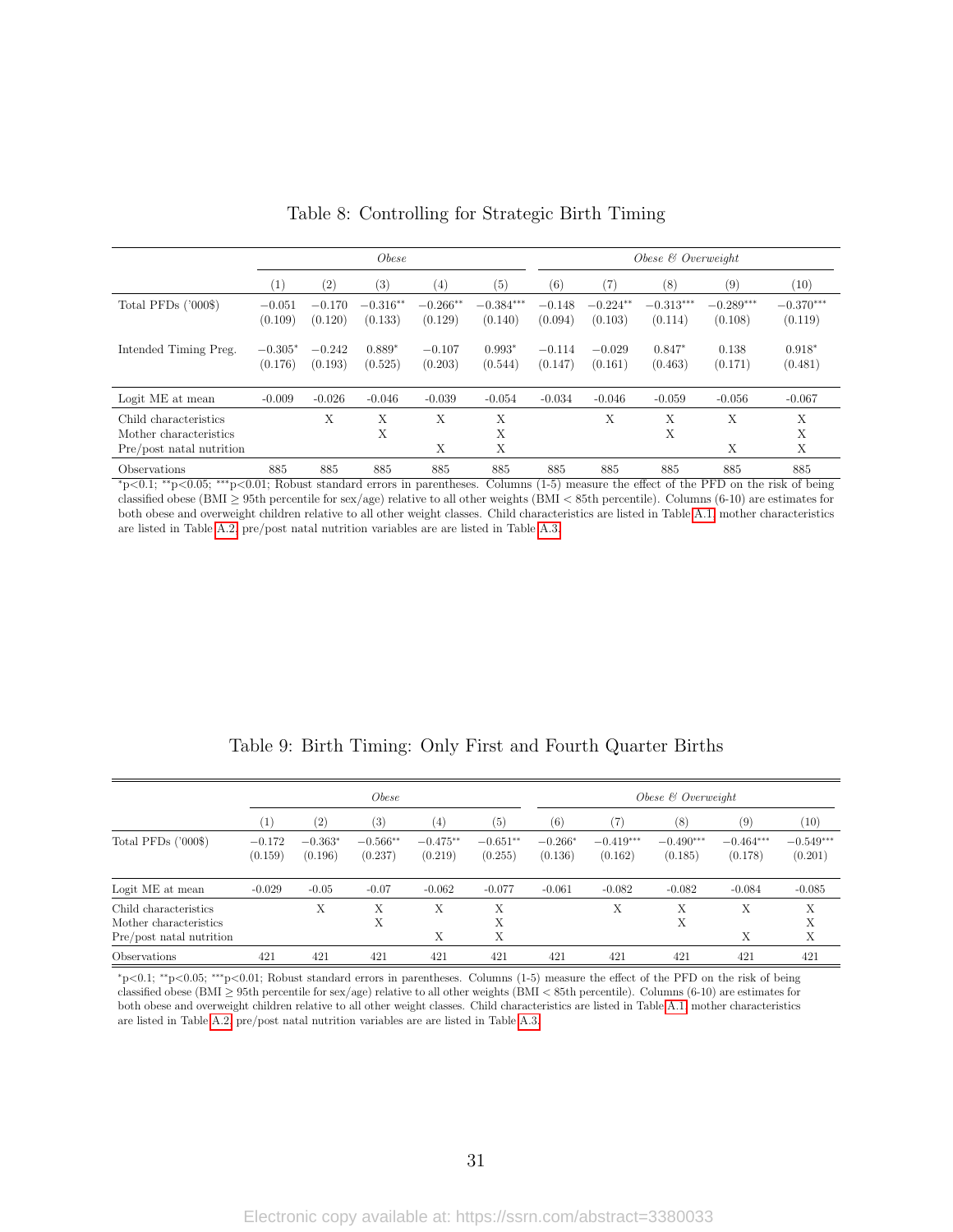Table 8: Controlling for Strategic Birth Timing

| | *Obese* | | | | | *Obese & Overweight* | | | | |
|---|---|---|---|---|---|---|---|---|---|---|
| | (1) | (2) | (3) | (4) | (5) | (6) | (7) | (8) | (9) | (10) |
| Total PFDs ('000$) | −0.051 | −0.170 | −0.316** | −0.266** | −0.384*** | −0.148 | −0.224** | −0.313*** | −0.289*** | −0.370*** |
| | (0.109) | (0.120) | (0.133) | (0.129) | (0.140) | (0.094) | (0.103) | (0.114) | (0.108) | (0.119) |
| Intended Timing Preg. | −0.305* | −0.242 | 0.889* | −0.107 | 0.993* | −0.114 | −0.029 | 0.847* | 0.138 | 0.918* |
| | (0.176) | (0.193) | (0.525) | (0.203) | (0.544) | (0.147) | (0.161) | (0.463) | (0.171) | (0.481) |
| Logit ME at mean | -0.009 | -0.026 | -0.046 | -0.039 | -0.054 | -0.034 | -0.046 | -0.059 | -0.056 | -0.067 |
| Child characteristics | | X | X | X | X | | X | X | X | X |
| Mother characteristics | | | X | | X | | | X | | X |
| Pre/post natal nutrition | | | | X | X | | | | X | X |
| Observations | 885 | 885 | 885 | 885 | 885 | 885 | 885 | 885 | 885 | 885 |

*p<0.1; **p<0.05; ***p<0.01; Robust standard errors in parentheses. Columns (1-5) measure the effect of the PFD on the risk of being classified obese (BMI ≥ 95th percentile for sex/age) relative to all other weights (BMI < 85th percentile). Columns (6-10) are estimates for both obese and overweight children relative to all other weight classes. Child characteristics are listed in Table A.1, mother characteristics are listed in Table A.2, pre/post natal nutrition variables are are listed in Table A.3.

Table 9: Birth Timing: Only First and Fourth Quarter Births

| | *Obese* | | | | | *Obese & Overweight* | | | | |
|---|---|---|---|---|---|---|---|---|---|---|
| | (1) | (2) | (3) | (4) | (5) | (6) | (7) | (8) | (9) | (10) |
| Total PFDs ('000$) | −0.172 | −0.363* | −0.566** | −0.475** | −0.651** | −0.266* | −0.419*** | −0.490*** | −0.464*** | −0.549*** |
| | (0.159) | (0.196) | (0.237) | (0.219) | (0.255) | (0.136) | (0.162) | (0.185) | (0.178) | (0.201) |
| Logit ME at mean | -0.029 | -0.05 | -0.07 | -0.062 | -0.077 | -0.061 | -0.082 | -0.082 | -0.084 | -0.085 |
| Child characteristics | | X | X | X | X | | X | X | X | X |
| Mother characteristics | | | X | | X | | | X | | X |
| Pre/post natal nutrition | | | | X | X | | | | X | X |
| Observations | 421 | 421 | 421 | 421 | 421 | 421 | 421 | 421 | 421 | 421 |

*p<0.1; **p<0.05; ***p<0.01; Robust standard errors in parentheses. Columns (1-5) measure the effect of the PFD on the risk of being classified obese (BMI ≥ 95th percentile for sex/age) relative to all other weights (BMI < 85th percentile). Columns (6-10) are estimates for both obese and overweight children relative to all other weight classes. Child characteristics are listed in Table A.1, mother characteristics are listed in Table A.2, pre/post natal nutrition variables are are listed in Table A.3.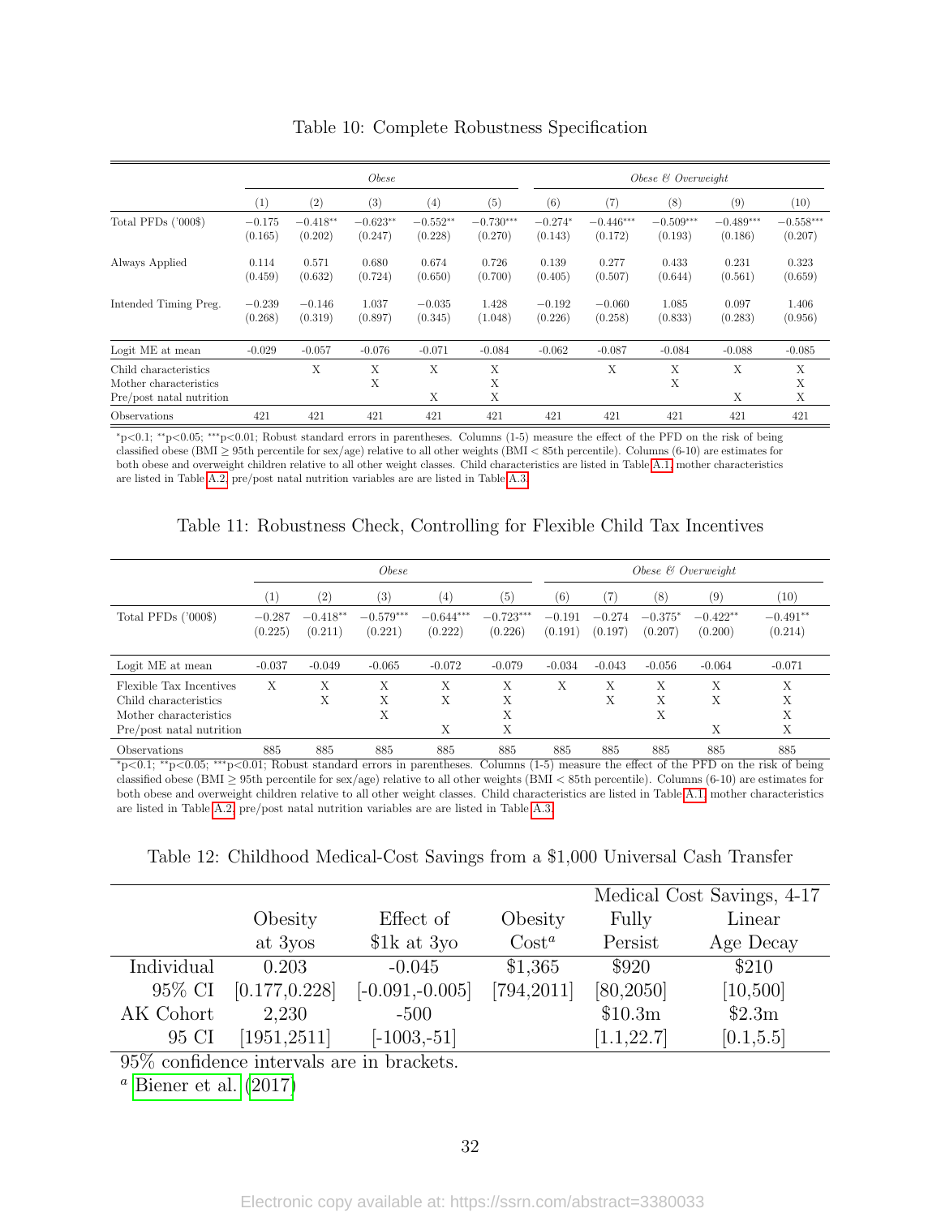Table 10: Complete Robustness Specification

| | *Obese* | | | | | *Obese & Overweight* | | | | |
|---|---|---|---|---|---|---|---|---|---|---|
| | (1) | (2) | (3) | (4) | (5) | (6) | (7) | (8) | (9) | (10) |
| Total PFDs ('000$) | −0.175 | −0.418** | −0.623** | −0.552** | −0.730*** | −0.274* | −0.446*** | −0.509*** | −0.489*** | −0.558*** |
| | (0.165) | (0.202) | (0.247) | (0.228) | (0.270) | (0.143) | (0.172) | (0.193) | (0.186) | (0.207) |
| Always Applied | 0.114 | 0.571 | 0.680 | 0.674 | 0.726 | 0.139 | 0.277 | 0.433 | 0.231 | 0.323 |
| | (0.459) | (0.632) | (0.724) | (0.650) | (0.700) | (0.405) | (0.507) | (0.644) | (0.561) | (0.659) |
| Intended Timing Preg. | −0.239 | −0.146 | 1.037 | −0.035 | 1.428 | −0.192 | −0.060 | 1.085 | 0.097 | 1.406 |
| | (0.268) | (0.319) | (0.897) | (0.345) | (1.048) | (0.226) | (0.258) | (0.833) | (0.283) | (0.956) |
| Logit ME at mean | -0.029 | -0.057 | -0.076 | -0.071 | -0.084 | -0.062 | -0.087 | -0.084 | -0.088 | -0.085 |
| Child characteristics | | X | X | X | X | | X | X | X | X |
| Mother characteristics | | | X | | X | | | X | | X |
| Pre/post natal nutrition | | | | X | X | | | | X | X |
| Observations | 421 | 421 | 421 | 421 | 421 | 421 | 421 | 421 | 421 | 421 |

*p<0.1; **p<0.05; ***p<0.01; Robust standard errors in parentheses. Columns (1-5) measure the effect of the PFD on the risk of being classified obese (BMI ≥ 95th percentile for sex/age) relative to all other weights (BMI < 85th percentile). Columns (6-10) are estimates for both obese and overweight children relative to all other weight classes. Child characteristics are listed in Table A.1, mother characteristics are listed in Table A.2, pre/post natal nutrition variables are are listed in Table A.3.

Table 11: Robustness Check, Controlling for Flexible Child Tax Incentives

| | *Obese* | | | | | *Obese & Overweight* | | | | |
|---|---|---|---|---|---|---|---|---|---|---|
| | (1) | (2) | (3) | (4) | (5) | (6) | (7) | (8) | (9) | (10) |
| Total PFDs ('000$) | −0.287 | −0.418** | −0.579*** | −0.644*** | −0.723*** | −0.191 | −0.274 | −0.375* | −0.422** | −0.491** |
| | (0.225) | (0.211) | (0.221) | (0.222) | (0.226) | (0.191) | (0.197) | (0.207) | (0.200) | (0.214) |
| Logit ME at mean | -0.037 | -0.049 | -0.065 | -0.072 | -0.079 | -0.034 | -0.043 | -0.056 | -0.064 | -0.071 |
| Flexible Tax Incentives | X | X | X | X | X | X | X | X | X | X |
| Child characteristics | | X | X | X | X | | X | X | X | X |
| Mother characteristics | | | X | | X | | | X | | X |
| Pre/post natal nutrition | | | | X | X | | | | X | X |
| Observations | 885 | 885 | 885 | 885 | 885 | 885 | 885 | 885 | 885 | 885 |

*p<0.1; **p<0.05; ***p<0.01; Robust standard errors in parentheses. Columns (1-5) measure the effect of the PFD on the risk of being classified obese (BMI ≥ 95th percentile for sex/age) relative to all other weights (BMI < 85th percentile). Columns (6-10) are estimates for both obese and overweight children relative to all other weight classes. Child characteristics are listed in Table A.1, mother characteristics are listed in Table A.2, pre/post natal nutrition variables are are listed in Table A.3.

Table 12: Childhood Medical-Cost Savings from a $1,000 Universal Cash Transfer

| | | | | Medical Cost Savings, 4-17 | |
|---|---|---|---|---|---|
| | Obesity at 3yos | Effect of $1k at 3yo | Obesity Cost[a] | Fully Persist | Linear Age Decay |
| Individual | 0.203 | -0.045 | $1,365 | $920 | $210 |
| 95% CI | [0.177,0.228] | [-0.091,-0.005] | [794,2011] | [80,2050] | [10,500] |
| AK Cohort | 2,230 | -500 | | $10.3m | $2.3m |
| 95 CI | [1951,2511] | [-1003,-51] | | [1.1,22.7] | [0.1,5.5] |

95% confidence intervals are in brackets.

[a] Biener et al. (2017)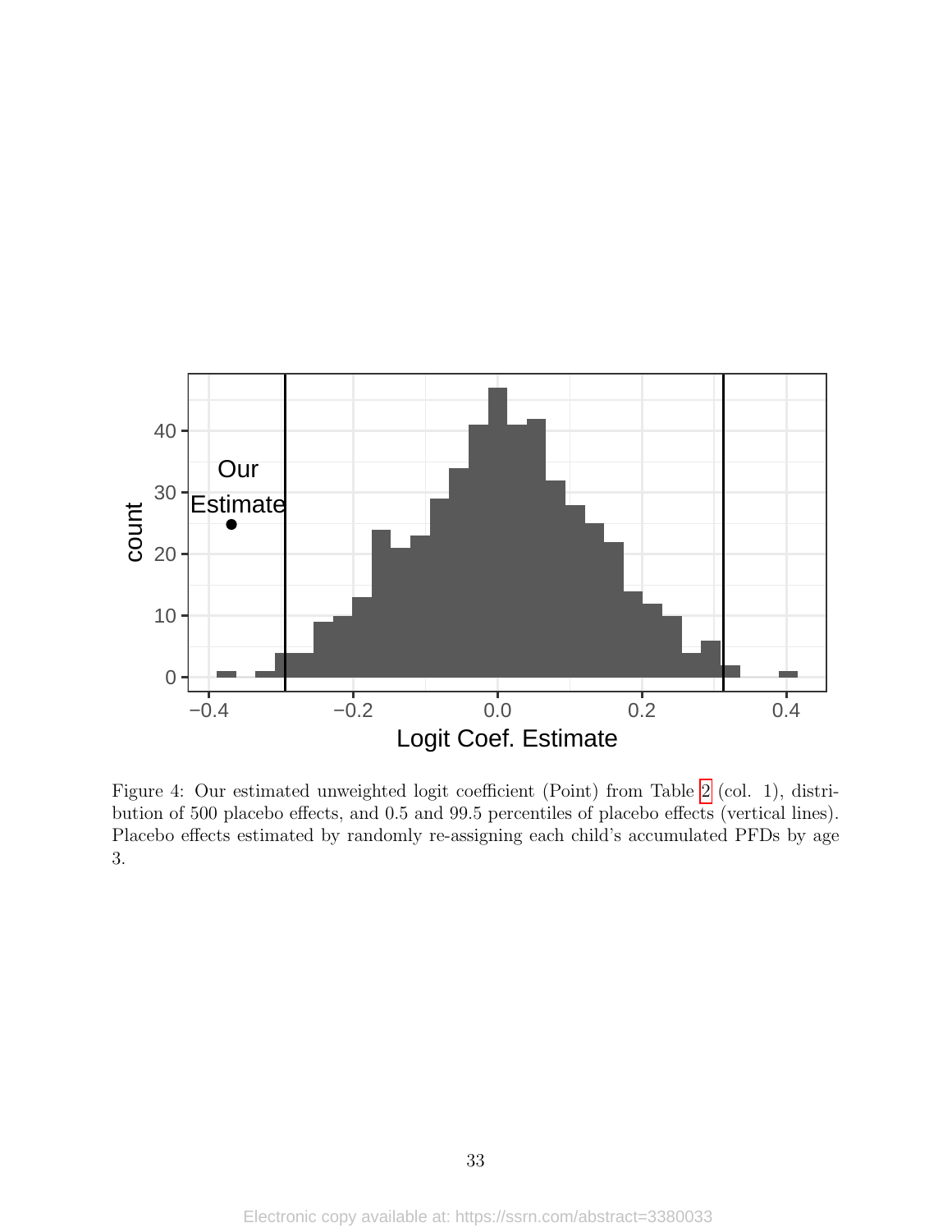Figure 4: Our estimated unweighted logit coefficient (Point) from Table 2 (col. 1), distribution of 500 placebo effects, and 0.5 and 99.5 percentiles of placebo effects (vertical lines). Placebo effects estimated by randomly re-assigning each child's accumulated PFDs by age 3.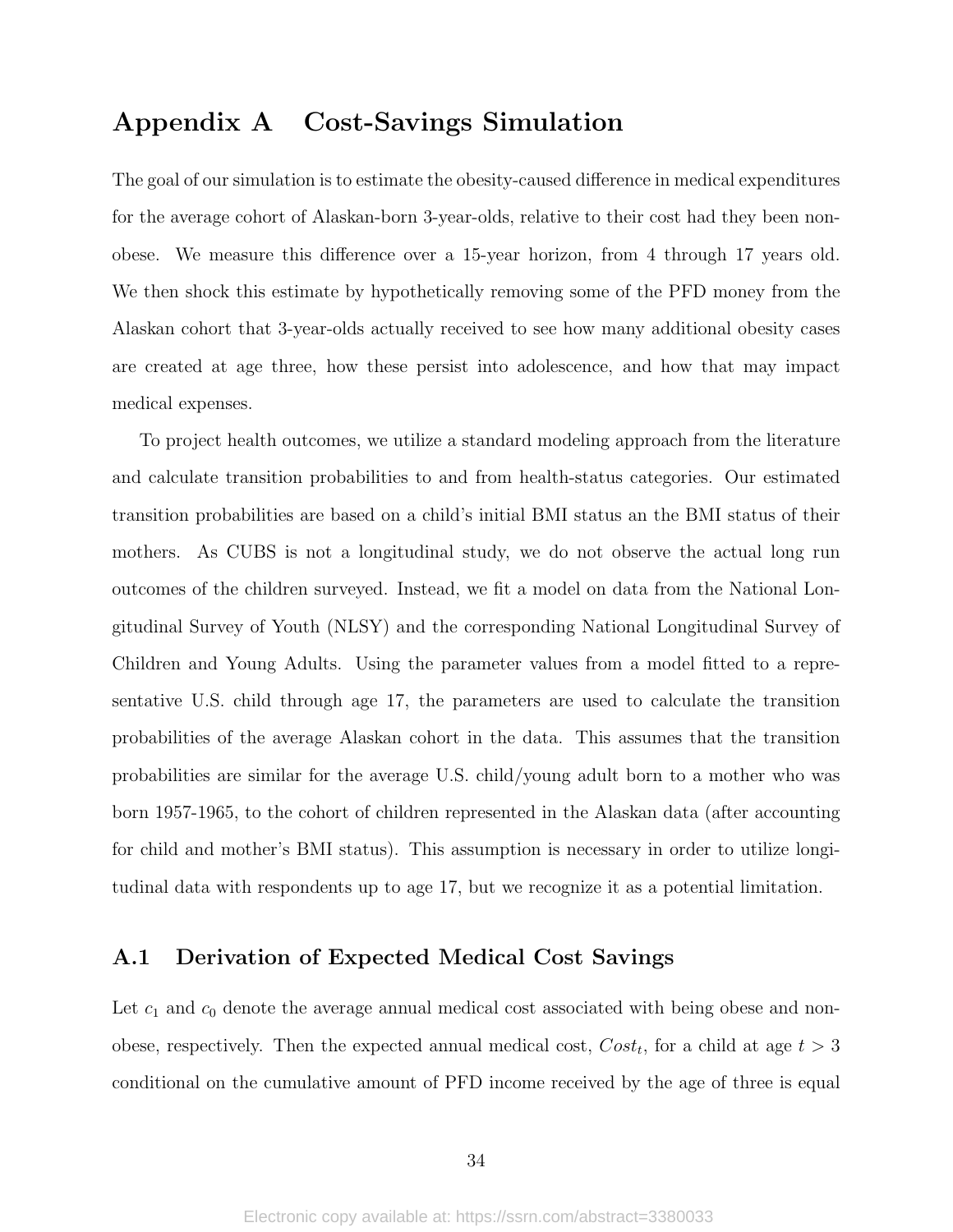# Appendix A Cost-Savings Simulation

The goal of our simulation is to estimate the obesity-caused difference in medical expenditures for the average cohort of Alaskan-born 3-year-olds, relative to their cost had they been non-obese. We measure this difference over a 15-year horizon, from 4 through 17 years old. We then shock this estimate by hypothetically removing some of the PFD money from the Alaskan cohort that 3-year-olds actually received to see how many additional obesity cases are created at age three, how these persist into adolescence, and how that may impact medical expenses.

To project health outcomes, we utilize a standard modeling approach from the literature and calculate transition probabilities to and from health-status categories. Our estimated transition probabilities are based on a child's initial BMI status an the BMI status of their mothers. As CUBS is not a longitudinal study, we do not observe the actual long run outcomes of the children surveyed. Instead, we fit a model on data from the National Longitudinal Survey of Youth (NLSY) and the corresponding National Longitudinal Survey of Children and Young Adults. Using the parameter values from a model fitted to a representative U.S. child through age 17, the parameters are used to calculate the transition probabilities of the average Alaskan cohort in the data. This assumes that the transition probabilities are similar for the average U.S. child/young adult born to a mother who was born 1957-1965, to the cohort of children represented in the Alaskan data (after accounting for child and mother's BMI status). This assumption is necessary in order to utilize longitudinal data with respondents up to age 17, but we recognize it as a potential limitation.

## A.1 Derivation of Expected Medical Cost Savings

Let $c_1$ and $c_0$ denote the average annual medical cost associated with being obese and non-obese, respectively. Then the expected annual medical cost, $Cost_t$, for a child at age $t > 3$ conditional on the cumulative amount of PFD income received by the age of three is equal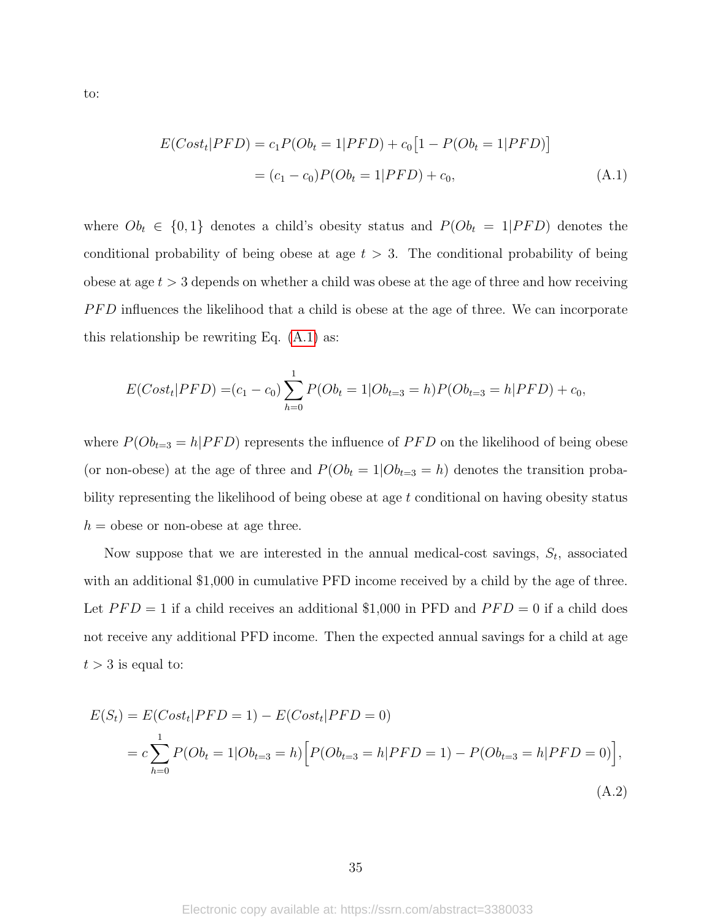to:

$$
\begin{aligned}
E(Cost_t|PFD) &= c_1 P(Ob_t = 1|PFD) + c_0\big[1 - P(Ob_t = 1|PFD)\big] \\
&= (c_1 - c_0)P(Ob_t = 1|PFD) + c_0,
\end{aligned}
\tag{A.1}
$$

where $Ob_t \in \{0, 1\}$ denotes a child's obesity status and $P(Ob_t = 1|PFD)$ denotes the conditional probability of being obese at age $t > 3$. The conditional probability of being obese at age $t > 3$ depends on whether a child was obese at the age of three and how receiving $PFD$ influences the likelihood that a child is obese at the age of three. We can incorporate this relationship be rewriting Eq. (A.1) as:

$$
E(Cost_t|PFD) = (c_1 - c_0)\sum_{h=0}^{1} P(Ob_t = 1|Ob_{t=3} = h)P(Ob_{t=3} = h|PFD) + c_0,
$$

where $P(Ob_{t=3} = h|PFD)$ represents the influence of $PFD$ on the likelihood of being obese (or non-obese) at the age of three and $P(Ob_t = 1|Ob_{t=3} = h)$ denotes the transition probability representing the likelihood of being obese at age $t$ conditional on having obesity status $h =$ obese or non-obese at age three.

Now suppose that we are interested in the annual medical-cost savings, $S_t$, associated with an additional \$1,000 in cumulative PFD income received by a child by the age of three. Let $PFD = 1$ if a child receives an additional \$1,000 in PFD and $PFD = 0$ if a child does not receive any additional PFD income. Then the expected annual savings for a child at age $t > 3$ is equal to:

$$
\begin{aligned}
E(S_t) &= E(Cost_t|PFD = 1) - E(Cost_t|PFD = 0) \\
&= c\sum_{h=0}^{1} P(Ob_t = 1|Ob_{t=3} = h)\Big[P(Ob_{t=3} = h|PFD = 1) - P(Ob_{t=3} = h|PFD = 0)\Big],
\end{aligned}
\tag{A.2}
$$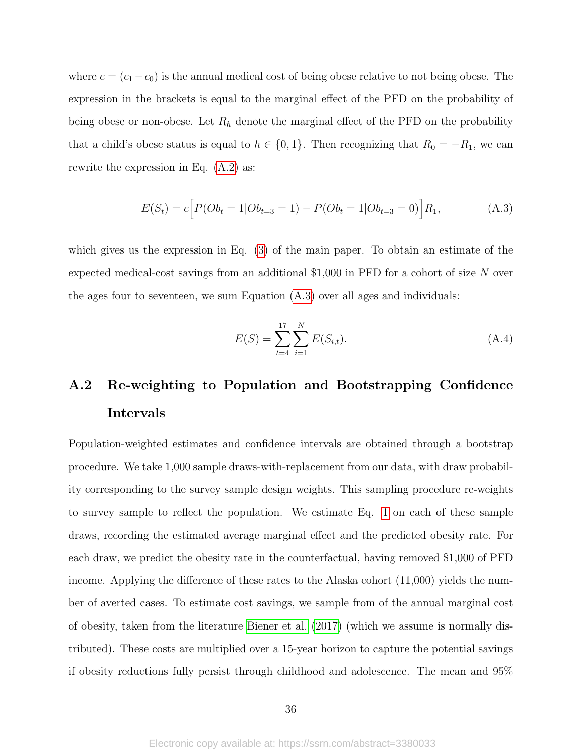where $c = (c_1 - c_0)$ is the annual medical cost of being obese relative to not being obese. The expression in the brackets is equal to the marginal effect of the PFD on the probability of being obese or non-obese. Let $R_h$ denote the marginal effect of the PFD on the probability that a child's obese status is equal to $h \in \{0, 1\}$. Then recognizing that $R_0 = -R_1$, we can rewrite the expression in Eq. (A.2) as:

$$E(S_t) = c\Big[P(Ob_t = 1|Ob_{t=3} = 1) - P(Ob_t = 1|Ob_{t=3} = 0)\Big]R_1, \tag{A.3}$$

which gives us the expression in Eq. (3) of the main paper. To obtain an estimate of the expected medical-cost savings from an additional \$1,000 in PFD for a cohort of size $N$ over the ages four to seventeen, we sum Equation (A.3) over all ages and individuals:

$$E(S) = \sum_{t=4}^{17} \sum_{i=1}^{N} E(S_{i,t}). \tag{A.4}$$

## A.2 Re-weighting to Population and Bootstrapping Confidence Intervals

Population-weighted estimates and confidence intervals are obtained through a bootstrap procedure. We take 1,000 sample draws-with-replacement from our data, with draw probability corresponding to the survey sample design weights. This sampling procedure re-weights to survey sample to reflect the population. We estimate Eq. 1 on each of these sample draws, recording the estimated average marginal effect and the predicted obesity rate. For each draw, we predict the obesity rate in the counterfactual, having removed \$1,000 of PFD income. Applying the difference of these rates to the Alaska cohort (11,000) yields the number of averted cases. To estimate cost savings, we sample from of the annual marginal cost of obesity, taken from the literature Biener et al. (2017) (which we assume is normally distributed). These costs are multiplied over a 15-year horizon to capture the potential savings if obesity reductions fully persist through childhood and adolescence. The mean and 95%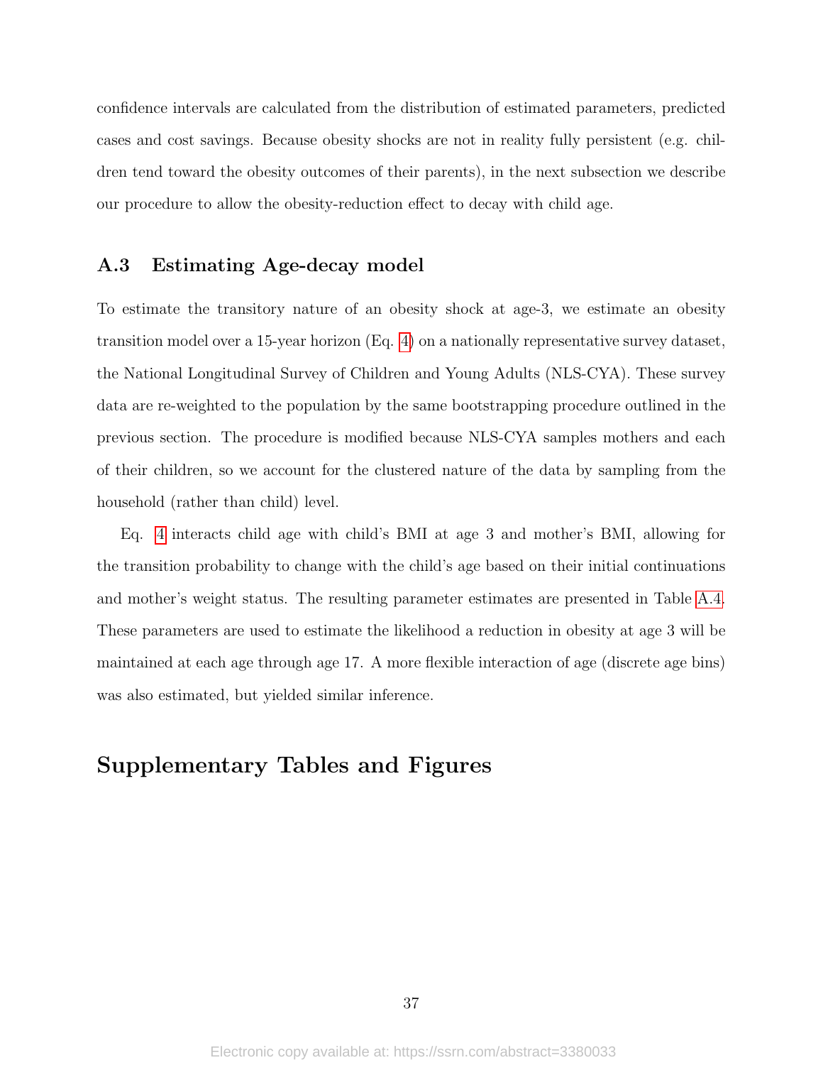confidence intervals are calculated from the distribution of estimated parameters, predicted cases and cost savings. Because obesity shocks are not in reality fully persistent (e.g. children tend toward the obesity outcomes of their parents), in the next subsection we describe our procedure to allow the obesity-reduction effect to decay with child age.

### A.3 Estimating Age-decay model

To estimate the transitory nature of an obesity shock at age-3, we estimate an obesity transition model over a 15-year horizon (Eq. 4) on a nationally representative survey dataset, the National Longitudinal Survey of Children and Young Adults (NLS-CYA). These survey data are re-weighted to the population by the same bootstrapping procedure outlined in the previous section. The procedure is modified because NLS-CYA samples mothers and each of their children, so we account for the clustered nature of the data by sampling from the household (rather than child) level.

Eq. 4 interacts child age with child's BMI at age 3 and mother's BMI, allowing for the transition probability to change with the child's age based on their initial continuations and mother's weight status. The resulting parameter estimates are presented in Table A.4. These parameters are used to estimate the likelihood a reduction in obesity at age 3 will be maintained at each age through age 17. A more flexible interaction of age (discrete age bins) was also estimated, but yielded similar inference.

## Supplementary Tables and Figures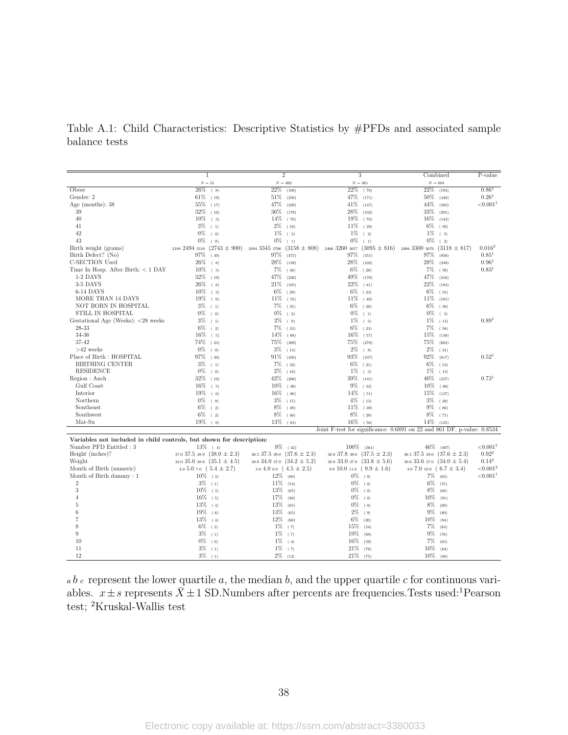Table A.1: Child Characteristics: Descriptive Statistics by #PFDs and associated sample balance tests

| | 1 | 2 | 3 | Combined | P-value |
|---|---|---|---|---|---|
| | $N = 31$ | $N = 492$ | $N = 361$ | $N = 884$ | |
| Obese | 26% (8) | 22% (108) | 22% (78) | 22% (194) | 0.86[1] |
| Gender: 2 | 61% (19) | 51% (250) | 47% (171) | 50% (440) | 0.26[1] |
| Age (months): 38 | 55% (17) | 47% (229) | 41% (147) | 44% (393) | <0.001[1] |
| 39 | 32% (10) | 36% (179) | 28% (102) | 33% (291) | |
| 40 | 10% (3) | 14% (70) | 19% (70) | 16% (143) | |
| 41 | 3% (1) | 2% (10) | 11% (39) | 6% (50) | |
| 42 | 0% (0) | 1% (3) | 1% (2) | 1% (5) | |
| 43 | 0% (0) | 0% (1) | 0% (1) | 0% (2) | |
| Birth weight (grams) | 2188 2494 3316 (2743 ± 900) | 2494 3345 3706 (3158 ± 808) | 2466 3260 3657 (3095 ± 816) | 2466 3300 3670 (3118 ± 817) | 0.016[2] |
| Birth Defect? (No) | 97% (30) | 97% (475) | 97% (351) | 97% (856) | 0.85[1] |
| C-SECTION Used | 26% (8) | 28% (139) | 28% (102) | 28% (249) | 0.96[1] |
| Time In Hosp. After Birth: < 1 DAY | 10% (3) | 7% (36) | 6% (20) | 7% (59) | 0.83[1] |
| 1-2 DAYS | 32% (10) | 47% (230) | 49% (176) | 47% (416) | |
| 3-5 DAYS | 26% (8) | 21% (105) | 22% (81) | 22% (194) | |
| 6-14 DAYS | 10% (3) | 6% (29) | 6% (23) | 6% (55) | |
| MORE THAN 14 DAYS | 19% (6) | 11% (55) | 11% (40) | 11% (101) | |
| NOT BORN IN HOSPITAL | 3% (1) | 7% (35) | 6% (20) | 6% (56) | |
| STILL IN HOSPITAL | 0% (0) | 0% (2) | 0% (1) | 0% (3) | |
| Gestational Age (Weeks): <28 weeks | 3% (1) | 2% (9) | 1% (3) | 1% (13) | 0.89[1] |
| 28-33 | 6% (2) | 7% (33) | 6% (23) | 7% (58) | |
| 34-36 | 16% (5) | 14% (68) | 16% (57) | 15% (130) | |
| 37-42 | 74% (23) | 75% (369) | 75% (270) | 75% (662) | |
| >42 weeks | 0% (0) | 3% (13) | 2% (8) | 2% (21) | |
| Place of Birth : HOSPITAL | 97% (30) | 91% (450) | 93% (337) | 92% (817) | 0.52[1] |
| BIRTHING CENTER | 3% (1) | 7% (32) | 6% (21) | 6% (54) | |
| RESIDENCE | 0% (0) | 2% (10) | 1% (3) | 1% (13) | |
| Region : Anch | 32% (10) | 42% (206) | 39% (141) | 40% (357) | 0.73[1] |
| Gulf Coast | 16% (5) | 10% (49) | 9% (32) | 10% (86) | |
| Interior | 19% (6) | 16% (80) | 14% (51) | 15% (137) | |
| Northern | 0% (0) | 3% (15) | 4% (13) | 3% (28) | |
| Southeast | 6% (2) | 8% (39) | 11% (39) | 9% (80) | |
| Southwest | 6% (2) | 8% (40) | 8% (29) | 8% (71) | |
| Mat-Su | 19% (6) | 13% (63) | 16% (56) | 14% (125) | |
| | | | Joint F-test for significance: 0.6891 on 22 and 861 DF, p-value: 0.8534 | | |
| **Variables not included in child controls, but shown for description:** | | | | | |
| Number PFD Entitled : 3 | 13% (4) | 9% (42) | 100% (361) | 46% (407) | <0.001[1] |
| Height (inches)? | 37.0 37.5 38.9 (38.0 ± 2.3) | 36.5 37.5 39.0 (37.6 ± 2.3) | 36.0 37.8 39.0 (37.5 ± 2.3) | 36.5 37.5 39.0 (37.6 ± 2.3) | 0.92[2] |
| Weight | 32.0 35.0 38.0 (35.1 ± 4.5) | 30.8 34.0 37.0 (34.2 ± 5.2) | 30.0 33.0 37.0 (33.8 ± 5.6) | 30.0 33.6 37.0 (34.0 ± 5.4) | 0.14[2] |
| Month of Birth (numeric) | 4.0 5.0 7.0 (5.4 ± 2.7) | 3.0 4.0 6.0 (4.5 ± 2.5) | 9.0 10.0 11.0 (9.9 ± 1.6) | 4.0 7.0 10.0 (6.7 ± 3.4) | <0.001[2] |
| Month of Birth dummy : 1 | 10% (3) | 12% (60) | 0% (0) | 7% (63) | <0.001[1] |
| 2 | 3% (1) | 11% (54) | 0% (0) | 6% (55) | |
| 3 | 10% (3) | 13% (65) | 0% (0) | 8% (68) | |
| 4 | 16% (5) | 17% (86) | 0% (0) | 10% (91) | |
| 5 | 13% (4) | 13% (65) | 0% (0) | 8% (69) | |
| 6 | 19% (6) | 13% (65) | 2% (9) | 9% (80) | |
| 7 | 13% (4) | 12% (60) | 6% (20) | 10% (84) | |
| 8 | 6% (2) | 1% (7) | 15% (54) | 7% (63) | |
| 9 | 3% (1) | 1% (7) | 19% (68) | 9% (76) | |
| 10 | 0% (0) | 1% (4) | 16% (59) | 7% (63) | |
| 11 | 3% (1) | 1% (7) | 21% (76) | 10% (84) | |
| 12 | 3% (1) | 2% (12) | 21% (75) | 10% (88) | |

$_a\, b\, _c$ represent the lower quartile $a$, the median $b$, and the upper quartile $c$ for continuous variables. $x \pm s$ represents $\bar{X} \pm 1$ SD.Numbers after percents are frequencies.Tests used:[1]Pearson test; [2]Kruskal-Wallis test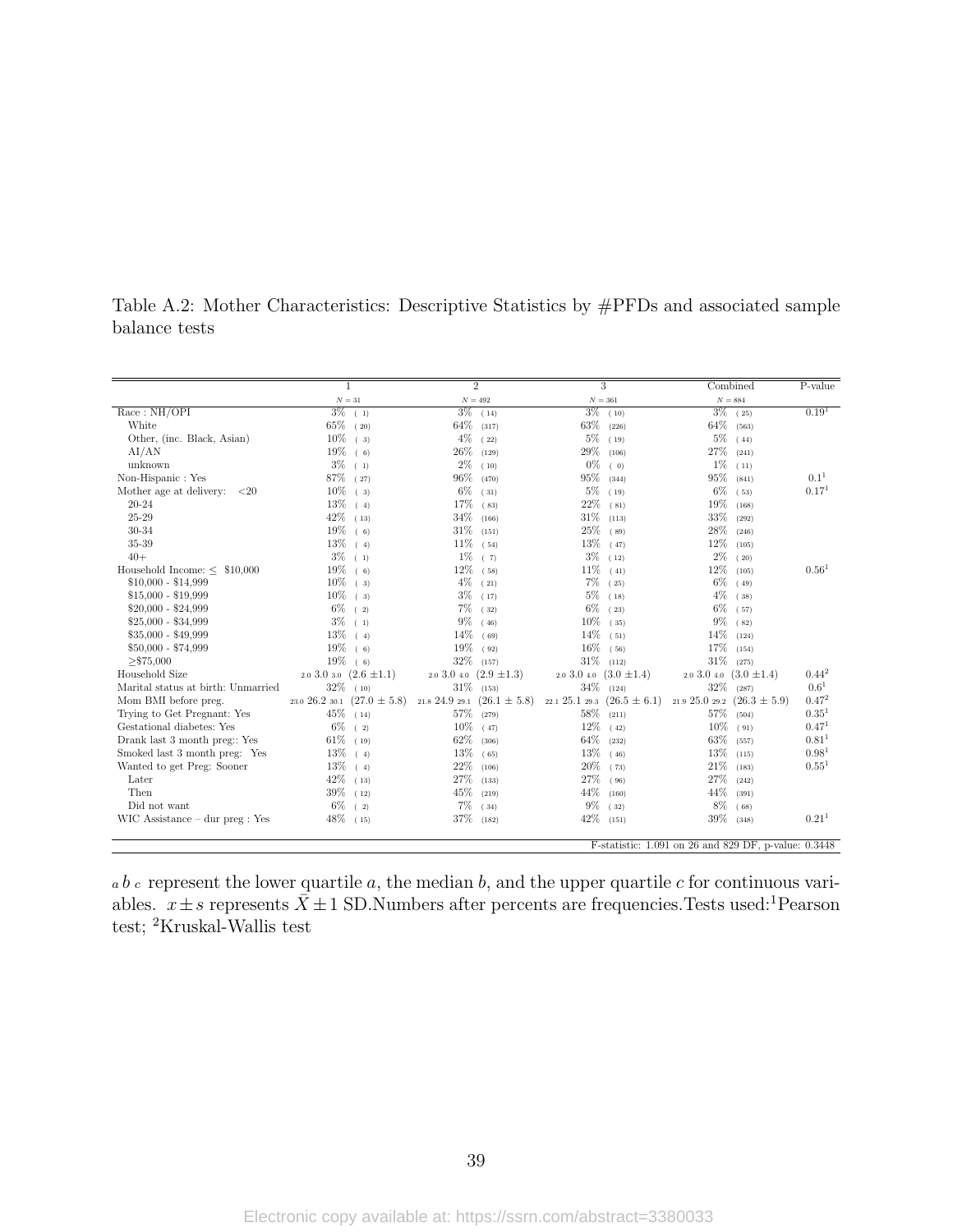Table A.2: Mother Characteristics: Descriptive Statistics by #PFDs and associated sample balance tests

| | 1 | 2 | 3 | Combined | P-value |
|---|---|---|---|---|---|
| | $N = 31$ | $N = 492$ | $N = 361$ | $N = 884$ | |
| Race : NH/OPI | 3% ( 1) | 3% ( 14) | 3% ( 10) | 3% ( 25) | 0.19[1] |
| White | 65% ( 20) | 64% (317) | 63% (226) | 64% (563) | |
| Other, (inc. Black, Asian) | 10% ( 3) | 4% ( 22) | 5% ( 19) | 5% ( 44) | |
| AI/AN | 19% ( 6) | 26% (129) | 29% (106) | 27% (241) | |
| unknown | 3% ( 1) | 2% ( 10) | 0% ( 0) | 1% ( 11) | |
| Non-Hispanic : Yes | 87% ( 27) | 96% (470) | 95% (344) | 95% (841) | 0.1[1] |
| Mother age at delivery: <20 | 10% ( 3) | 6% ( 31) | 5% ( 19) | 6% ( 53) | 0.17[1] |
| 20-24 | 13% ( 4) | 17% ( 83) | 22% ( 81) | 19% (168) | |
| 25-29 | 42% ( 13) | 34% (166) | 31% (113) | 33% (292) | |
| 30-34 | 19% ( 6) | 31% (151) | 25% ( 89) | 28% (246) | |
| 35-39 | 13% ( 4) | 11% ( 54) | 13% ( 47) | 12% (105) | |
| 40+ | 3% ( 1) | 1% ( 7) | 3% ( 12) | 2% ( 20) | |
| Household Income: ≤ \$10,000 | 19% ( 6) | 12% ( 58) | 11% ( 41) | 12% (105) | 0.56[1] |
| \$10,000 - \$14,999 | 10% ( 3) | 4% ( 21) | 7% ( 25) | 6% ( 49) | |
| \$15,000 - \$19,999 | 10% ( 3) | 3% ( 17) | 5% ( 18) | 4% ( 38) | |
| \$20,000 - \$24,999 | 6% ( 2) | 7% ( 32) | 6% ( 23) | 6% ( 57) | |
| \$25,000 - \$34,999 | 3% ( 1) | 9% ( 46) | 10% ( 35) | 9% ( 82) | |
| \$35,000 - \$49,999 | 13% ( 4) | 14% ( 69) | 14% ( 51) | 14% (124) | |
| \$50,000 - \$74,999 | 19% ( 6) | 19% ( 92) | 16% ( 56) | 17% (154) | |
| ≥\$75,000 | 19% ( 6) | 32% (157) | 31% (112) | 31% (275) | |
| Household Size | 2.0 3.0 3.0 (2.6 ±1.1) | 2.0 3.0 4.0 (2.9 ±1.3) | 2.0 3.0 4.0 (3.0 ±1.4) | 2.0 3.0 4.0 (3.0 ±1.4) | 0.44[2] |
| Marital status at birth: Unmarried | 32% ( 10) | 31% (153) | 34% (124) | 32% (287) | 0.6[1] |
| Mom BMI before preg. | 23.0 26.2 30.1 (27.0 ± 5.8) | 21.8 24.9 29.1 (26.1 ± 5.8) | 22.1 25.1 29.3 (26.5 ± 6.1) | 21.9 25.0 29.2 (26.3 ± 5.9) | 0.47[2] |
| Trying to Get Pregnant: Yes | 45% ( 14) | 57% (279) | 58% (211) | 57% (504) | 0.35[1] |
| Gestational diabetes: Yes | 6% ( 2) | 10% ( 47) | 12% ( 42) | 10% ( 91) | 0.47[1] |
| Drank last 3 month preg:: Yes | 61% ( 19) | 62% (306) | 64% (232) | 63% (557) | 0.81[1] |
| Smoked last 3 month preg: Yes | 13% ( 4) | 13% ( 65) | 13% ( 46) | 13% (115) | 0.98[1] |
| Wanted to get Preg: Sooner | 13% ( 4) | 22% (106) | 20% ( 73) | 21% (183) | 0.55[1] |
| Later | 42% ( 13) | 27% (133) | 27% ( 96) | 27% (242) | |
| Then | 39% ( 12) | 45% (219) | 44% (160) | 44% (391) | |
| Did not want | 6% ( 2) | 7% ( 34) | 9% ( 32) | 8% ( 68) | |
| WIC Assistance – dur preg : Yes | 48% ( 15) | 37% (182) | 42% (151) | 39% (348) | 0.21[1] |
| | | | | F-statistic: 1.091 on 26 and 829 DF, p-value: 0.3448 | |

$_a\, b\, _c$ represent the lower quartile $a$, the median $b$, and the upper quartile $c$ for continuous variables. $x \pm s$ represents $\bar{X} \pm 1$ SD.Numbers after percents are frequencies.Tests used:[1]Pearson test; [2]Kruskal-Wallis test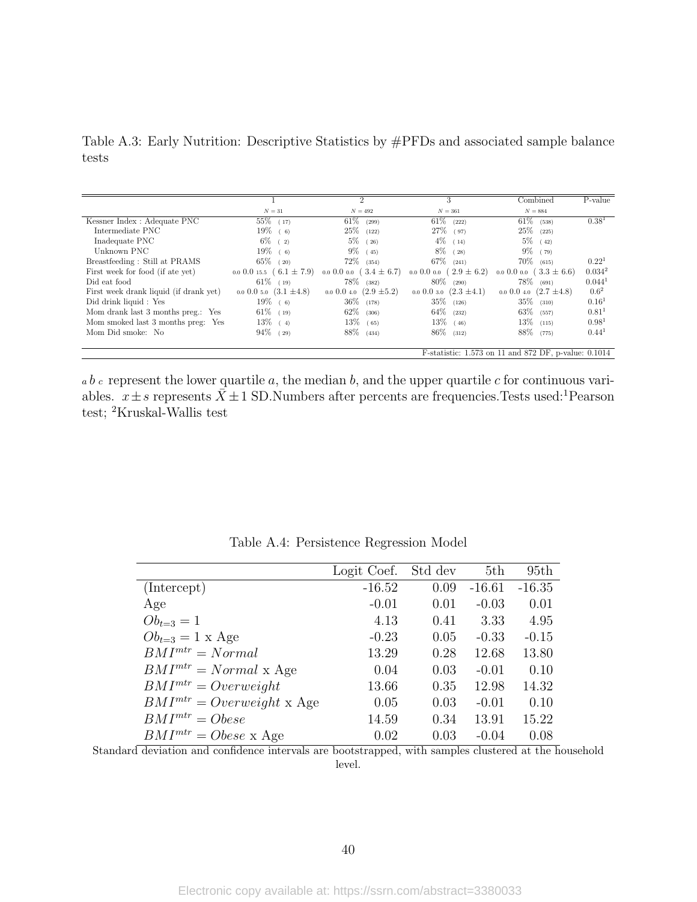Table A.3: Early Nutrition: Descriptive Statistics by #PFDs and associated sample balance tests

| | 1 | 2 | 3 | Combined | P-value |
|---|---|---|---|---|---|
| | $N = 31$ | $N = 492$ | $N = 361$ | $N = 884$ | |
| Kessner Index : Adequate PNC | 55% (17) | 61% (299) | 61% (222) | 61% (538) | 0.38[1] |
| Intermediate PNC | 19% (6) | 25% (122) | 27% (97) | 25% (225) | |
| Inadequate PNC | 6% (2) | 5% (26) | 4% (14) | 5% (42) | |
| Unknown PNC | 19% (6) | 9% (45) | 8% (28) | 9% (79) | |
| Breastfeeding : Still at PRAMS | 65% (20) | 72% (354) | 67% (241) | 70% (615) | 0.22[1] |
| First week for food (if ate yet) | 0.0 0.0 15.5 (6.1 ± 7.9) | 0.0 0.0 0.0 (3.4 ± 6.7) | 0.0 0.0 0.0 (2.9 ± 6.2) | 0.0 0.0 0.0 (3.3 ± 6.6) | 0.034[2] |
| Did eat food | 61% (19) | 78% (382) | 80% (290) | 78% (691) | 0.044[1] |
| First week drank liquid (if drank yet) | 0.0 0.0 5.0 (3.1 ±4.8) | 0.0 0.0 4.0 (2.9 ±5.2) | 0.0 0.0 3.0 (2.3 ±4.1) | 0.0 0.0 4.0 (2.7 ±4.8) | 0.6[2] |
| Did drink liquid : Yes | 19% (6) | 36% (178) | 35% (126) | 35% (310) | 0.16[1] |
| Mom drank last 3 months preg.: Yes | 61% (19) | 62% (306) | 64% (232) | 63% (557) | 0.81[1] |
| Mom smoked last 3 months preg: Yes | 13% (4) | 13% (65) | 13% (46) | 13% (115) | 0.98[1] |
| Mom Did smoke: No | 94% (29) | 88% (434) | 86% (312) | 88% (775) | 0.44[1] |
| | | | | F-statistic: 1.573 on 11 and 872 DF, p-value: 0.1014 | |

$_a\, b\, _c$ represent the lower quartile $a$, the median $b$, and the upper quartile $c$ for continuous variables. $x \pm s$ represents $\bar{X} \pm 1$ SD.Numbers after percents are frequencies.Tests used:[1]Pearson test; [2]Kruskal-Wallis test

Table A.4: Persistence Regression Model

| | Logit Coef. | Std dev | 5th | 95th |
|---|---|---|---|---|
| (Intercept) | -16.52 | 0.09 | -16.61 | -16.35 |
| Age | -0.01 | 0.01 | -0.03 | 0.01 |
| $Ob_{t=3} = 1$ | 4.13 | 0.41 | 3.33 | 4.95 |
| $Ob_{t=3} = 1$ x Age | -0.23 | 0.05 | -0.33 | -0.15 |
| $BMI^{mtr} = Normal$ | 13.29 | 0.28 | 12.68 | 13.80 |
| $BMI^{mtr} = Normal$ x Age | 0.04 | 0.03 | -0.01 | 0.10 |
| $BMI^{mtr} = Overweight$ | 13.66 | 0.35 | 12.98 | 14.32 |
| $BMI^{mtr} = Overweight$ x Age | 0.05 | 0.03 | -0.01 | 0.10 |
| $BMI^{mtr} = Obese$ | 14.59 | 0.34 | 13.91 | 15.22 |
| $BMI^{mtr} = Obese$ x Age | 0.02 | 0.03 | -0.04 | 0.08 |

Standard deviation and confidence intervals are bootstrapped, with samples clustered at the household level.